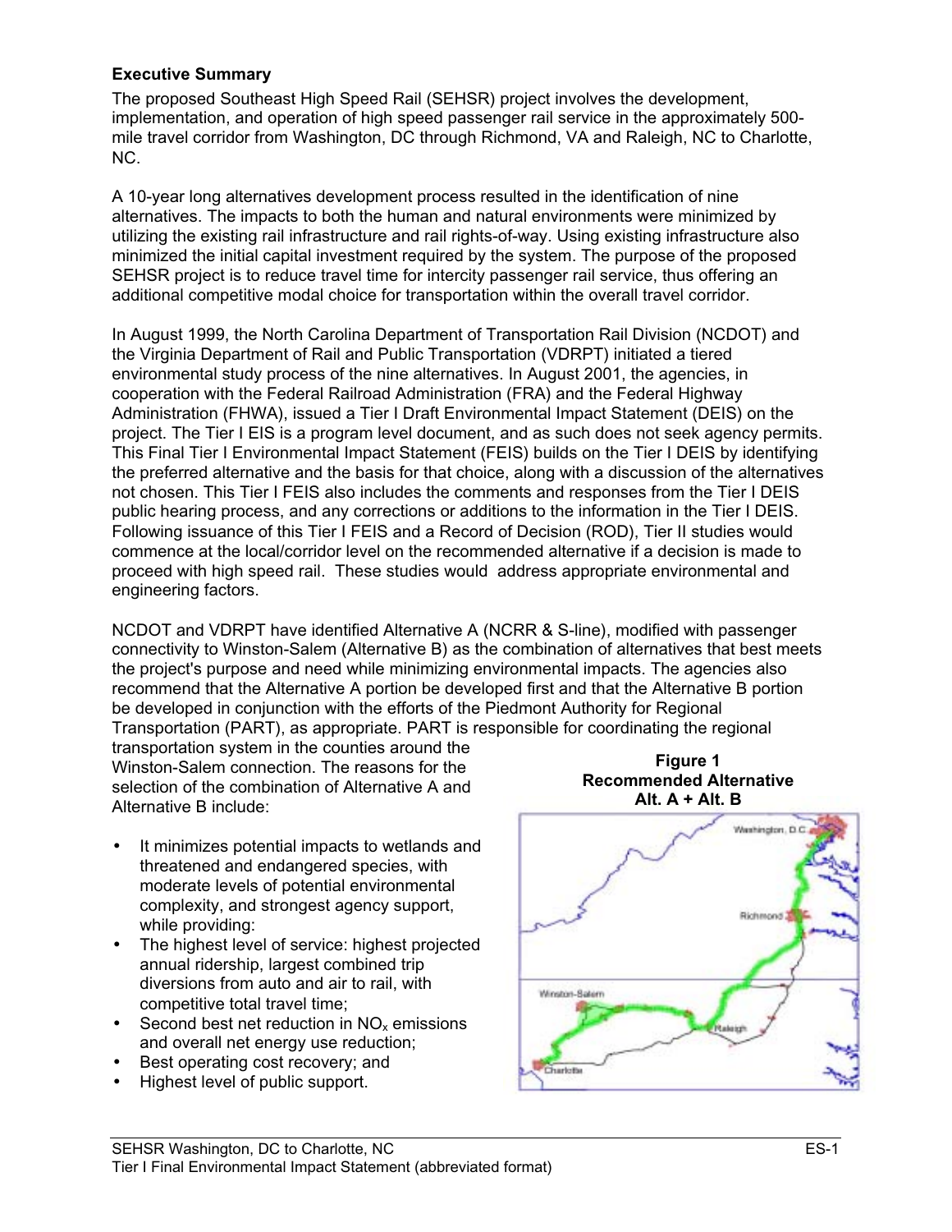**Executive Summary**

The proposed Southeast High Speed Rail (SEHSR) project involves the development, implementation, and operation of high speed passenger rail service in the approximately 500-mile travel corridor from Washington, DC through Richmond, VA and Raleigh, NC to Charlotte, NC.

A 10-year long alternatives development process resulted in the identification of nine alternatives. The impacts to both the human and natural environments were minimized by utilizing the existing rail infrastructure and rail rights-of-way. Using existing infrastructure also minimized the initial capital investment required by the system. The purpose of the proposed SEHSR project is to reduce travel time for intercity passenger rail service, thus offering an additional competitive modal choice for transportation within the overall travel corridor.

In August 1999, the North Carolina Department of Transportation Rail Division (NCDOT) and the Virginia Department of Rail and Public Transportation (VDRPT) initiated a tiered environmental study process of the nine alternatives. In August 2001, the agencies, in cooperation with the Federal Railroad Administration (FRA) and the Federal Highway Administration (FHWA), issued a Tier I Draft Environmental Impact Statement (DEIS) on the project. The Tier I EIS is a program level document, and as such does not seek agency permits. This Final Tier I Environmental Impact Statement (FEIS) builds on the Tier I DEIS by identifying the preferred alternative and the basis for that choice, along with a discussion of the alternatives not chosen. This Tier I FEIS also includes the comments and responses from the Tier I DEIS public hearing process, and any corrections or additions to the information in the Tier I DEIS. Following issuance of this Tier I FEIS and a Record of Decision (ROD), Tier II studies would commence at the local/corridor level on the recommended alternative if a decision is made to proceed with high speed rail. These studies would address appropriate environmental and engineering factors.

NCDOT and VDRPT have identified Alternative A (NCRR & S-line), modified with passenger connectivity to Winston-Salem (Alternative B) as the combination of alternatives that best meets the project's purpose and need while minimizing environmental impacts. The agencies also recommend that the Alternative A portion be developed first and that the Alternative B portion be developed in conjunction with the efforts of the Piedmont Authority for Regional Transportation (PART), as appropriate. PART is responsible for coordinating the regional transportation system in the counties around the Winston-Salem connection. The reasons for the selection of the combination of Alternative A and Alternative B include:

- It minimizes potential impacts to wetlands and threatened and endangered species, with moderate levels of potential environmental complexity, and strongest agency support, while providing:
- The highest level of service: highest projected annual ridership, largest combined trip diversions from auto and air to rail, with competitive total travel time;
- Second best net reduction in $NO_x$ emissions and overall net energy use reduction;
- Best operating cost recovery; and
- Highest level of public support.

**Figure 1**
**Recommended Alternative**
**Alt. A + Alt. B**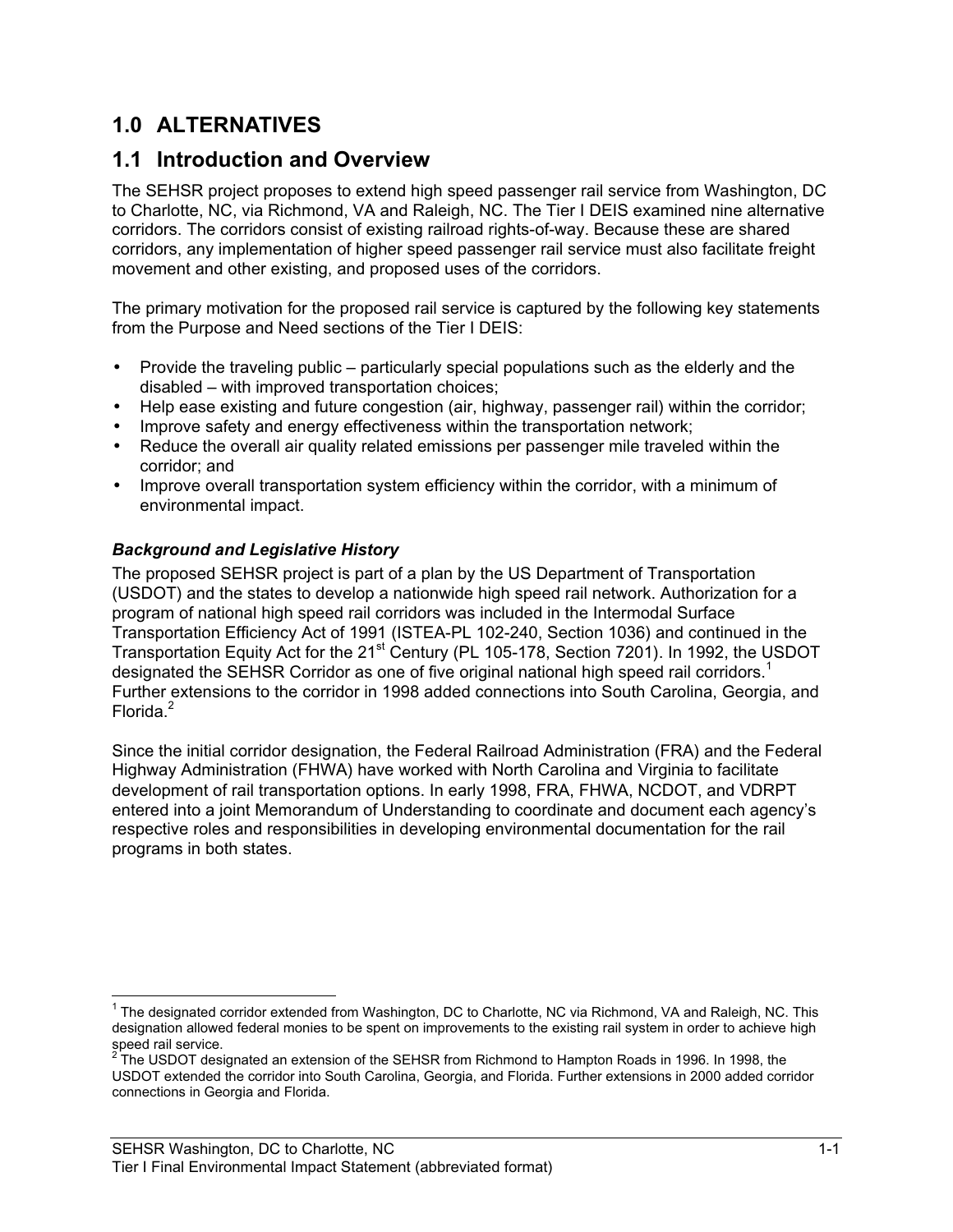# 1.0 ALTERNATIVES

## 1.1 Introduction and Overview

The SEHSR project proposes to extend high speed passenger rail service from Washington, DC to Charlotte, NC, via Richmond, VA and Raleigh, NC. The Tier I DEIS examined nine alternative corridors. The corridors consist of existing railroad rights-of-way. Because these are shared corridors, any implementation of higher speed passenger rail service must also facilitate freight movement and other existing, and proposed uses of the corridors.

The primary motivation for the proposed rail service is captured by the following key statements from the Purpose and Need sections of the Tier I DEIS:

- Provide the traveling public – particularly special populations such as the elderly and the disabled – with improved transportation choices;
- Help ease existing and future congestion (air, highway, passenger rail) within the corridor;
- Improve safety and energy effectiveness within the transportation network;
- Reduce the overall air quality related emissions per passenger mile traveled within the corridor; and
- Improve overall transportation system efficiency within the corridor, with a minimum of environmental impact.

***Background and Legislative History***

The proposed SEHSR project is part of a plan by the US Department of Transportation (USDOT) and the states to develop a nationwide high speed rail network. Authorization for a program of national high speed rail corridors was included in the Intermodal Surface Transportation Efficiency Act of 1991 (ISTEA-PL 102-240, Section 1036) and continued in the Transportation Equity Act for the 21st Century (PL 105-178, Section 7201). In 1992, the USDOT designated the SEHSR Corridor as one of five original national high speed rail corridors.[1] Further extensions to the corridor in 1998 added connections into South Carolina, Georgia, and Florida.[2]

Since the initial corridor designation, the Federal Railroad Administration (FRA) and the Federal Highway Administration (FHWA) have worked with North Carolina and Virginia to facilitate development of rail transportation options. In early 1998, FRA, FHWA, NCDOT, and VDRPT entered into a joint Memorandum of Understanding to coordinate and document each agency's respective roles and responsibilities in developing environmental documentation for the rail programs in both states.

---

[1] The designated corridor extended from Washington, DC to Charlotte, NC via Richmond, VA and Raleigh, NC. This designation allowed federal monies to be spent on improvements to the existing rail system in order to achieve high speed rail service.

[2] The USDOT designated an extension of the SEHSR from Richmond to Hampton Roads in 1996. In 1998, the USDOT extended the corridor into South Carolina, Georgia, and Florida. Further extensions in 2000 added corridor connections in Georgia and Florida.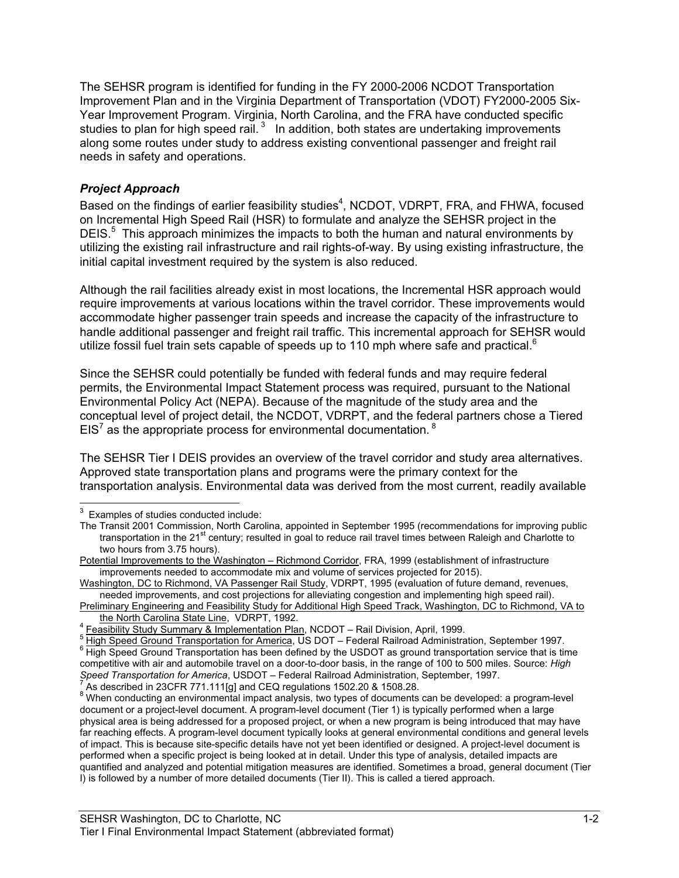The SEHSR program is identified for funding in the FY 2000-2006 NCDOT Transportation Improvement Plan and in the Virginia Department of Transportation (VDOT) FY2000-2005 Six-Year Improvement Program. Virginia, North Carolina, and the FRA have conducted specific studies to plan for high speed rail.[3] In addition, both states are undertaking improvements along some routes under study to address existing conventional passenger and freight rail needs in safety and operations.

### *Project Approach*

Based on the findings of earlier feasibility studies[4], NCDOT, VDRPT, FRA, and FHWA, focused on Incremental High Speed Rail (HSR) to formulate and analyze the SEHSR project in the DEIS.[5] This approach minimizes the impacts to both the human and natural environments by utilizing the existing rail infrastructure and rail rights-of-way. By using existing infrastructure, the initial capital investment required by the system is also reduced.

Although the rail facilities already exist in most locations, the Incremental HSR approach would require improvements at various locations within the travel corridor. These improvements would accommodate higher passenger train speeds and increase the capacity of the infrastructure to handle additional passenger and freight rail traffic. This incremental approach for SEHSR would utilize fossil fuel train sets capable of speeds up to 110 mph where safe and practical.[6]

Since the SEHSR could potentially be funded with federal funds and may require federal permits, the Environmental Impact Statement process was required, pursuant to the National Environmental Policy Act (NEPA). Because of the magnitude of the study area and the conceptual level of project detail, the NCDOT, VDRPT, and the federal partners chose a Tiered EIS[7] as the appropriate process for environmental documentation.[8]

The SEHSR Tier I DEIS provides an overview of the travel corridor and study area alternatives. Approved state transportation plans and programs were the primary context for the transportation analysis. Environmental data was derived from the most current, readily available

---

[3] Examples of studies conducted include:

The Transit 2001 Commission, North Carolina, appointed in September 1995 (recommendations for improving public transportation in the 21st century; resulted in goal to reduce rail travel times between Raleigh and Charlotte to two hours from 3.75 hours).

Potential Improvements to the Washington – Richmond Corridor, FRA, 1999 (establishment of infrastructure improvements needed to accommodate mix and volume of services projected for 2015).

Washington, DC to Richmond, VA Passenger Rail Study, VDRPT, 1995 (evaluation of future demand, revenues, needed improvements, and cost projections for alleviating congestion and implementing high speed rail).

Preliminary Engineering and Feasibility Study for Additional High Speed Track, Washington, DC to Richmond, VA to the North Carolina State Line, VDRPT, 1992.

[4] Feasibility Study Summary & Implementation Plan, NCDOT – Rail Division, April, 1999.

[5] High Speed Ground Transportation for America, US DOT – Federal Railroad Administration, September 1997.

[6] High Speed Ground Transportation has been defined by the USDOT as ground transportation service that is time competitive with air and automobile travel on a door-to-door basis, in the range of 100 to 500 miles. Source: *High Speed Transportation for America*, USDOT – Federal Railroad Administration, September, 1997.

[7] As described in 23CFR 771.111[g] and CEQ regulations 1502.20 & 1508.28.

[8] When conducting an environmental impact analysis, two types of documents can be developed: a program-level document or a project-level document. A program-level document (Tier 1) is typically performed when a large physical area is being addressed for a proposed project, or when a new program is being introduced that may have far reaching effects. A program-level document typically looks at general environmental conditions and general levels of impact. This is because site-specific details have not yet been identified or designed. A project-level document is performed when a specific project is being looked at in detail. Under this type of analysis, detailed impacts are quantified and analyzed and potential mitigation measures are identified. Sometimes a broad, general document (Tier I) is followed by a number of more detailed documents (Tier II). This is called a tiered approach.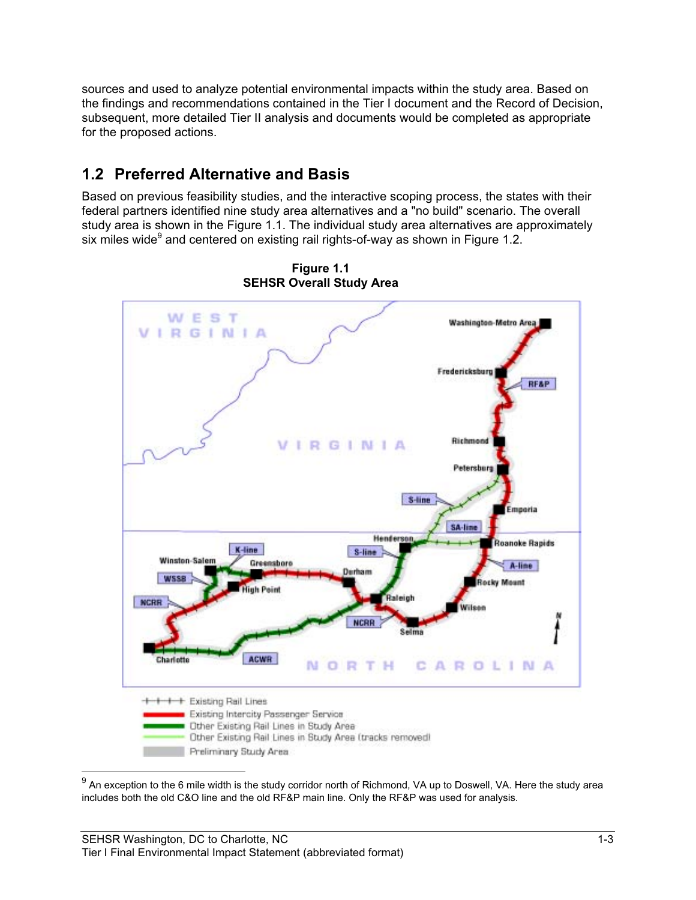sources and used to analyze potential environmental impacts within the study area. Based on the findings and recommendations contained in the Tier I document and the Record of Decision, subsequent, more detailed Tier II analysis and documents would be completed as appropriate for the proposed actions.

## 1.2 Preferred Alternative and Basis

Based on previous feasibility studies, and the interactive scoping process, the states with their federal partners identified nine study area alternatives and a "no build" scenario. The overall study area is shown in the Figure 1.1. The individual study area alternatives are approximately six miles wide[9] and centered on existing rail rights-of-way as shown in Figure 1.2.

**Figure 1.1**
**SEHSR Overall Study Area**

[9] An exception to the 6 mile width is the study corridor north of Richmond, VA up to Doswell, VA. Here the study area includes both the old C&O line and the old RF&P main line. Only the RF&P was used for analysis.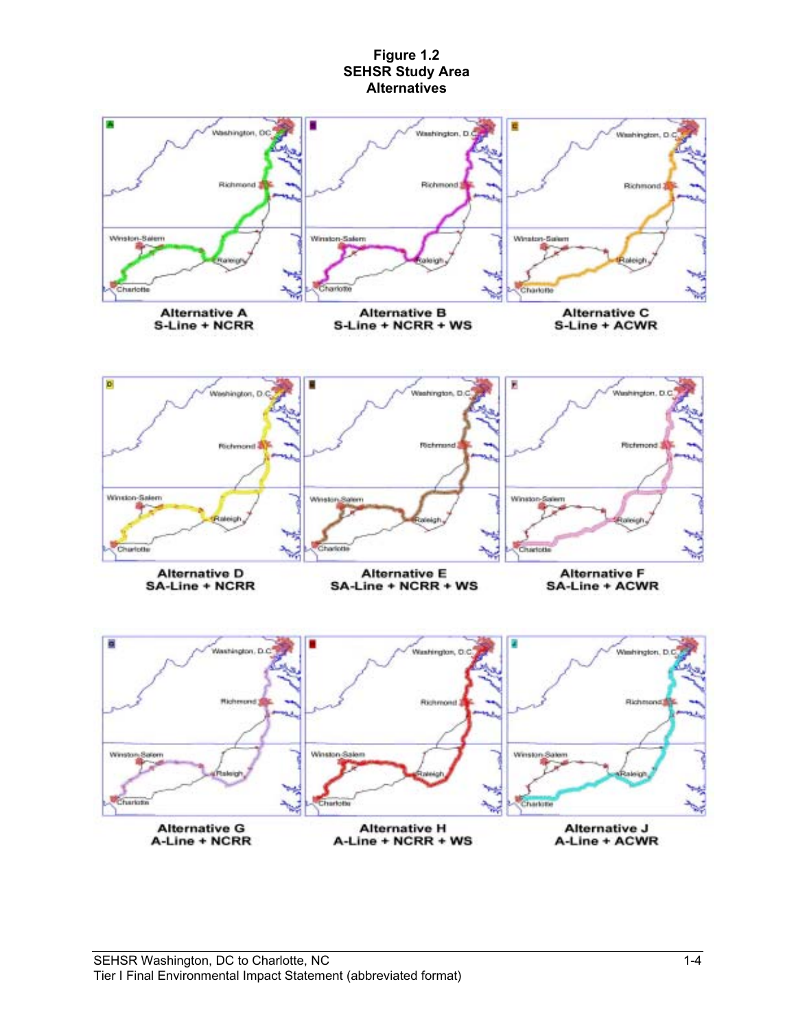**Figure 1.2**
**SEHSR Study Area**
**Alternatives**

**Alternative A**
**S-Line + NCRR**

**Alternative B**
**S-Line + NCRR + WS**

**Alternative C**
**S-Line + ACWR**

**Alternative D**
**SA-Line + NCRR**

**Alternative E**
**SA-Line + NCRR + WS**

**Alternative F**
**SA-Line + ACWR**

**Alternative G**
**A-Line + NCRR**

**Alternative H**
**A-Line + NCRR + WS**

**Alternative J**
**A-Line + ACWR**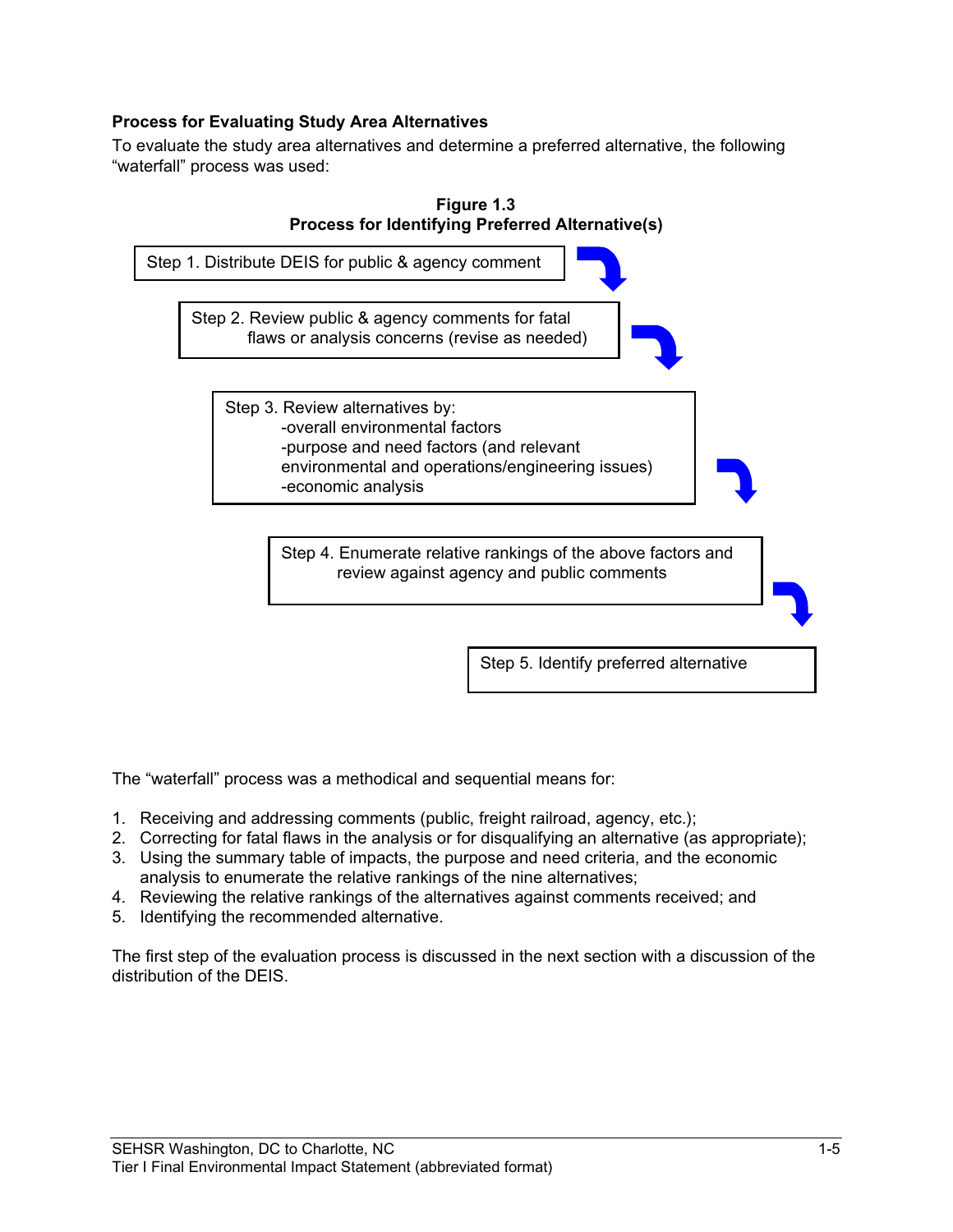**Process for Evaluating Study Area Alternatives**

To evaluate the study area alternatives and determine a preferred alternative, the following "waterfall" process was used:

**Figure 1.3**
**Process for Identifying Preferred Alternative(s)**

Step 1. Distribute DEIS for public & agency comment

Step 2. Review public & agency comments for fatal flaws or analysis concerns (revise as needed)

Step 3. Review alternatives by:
- -overall environmental factors
- -purpose and need factors (and relevant environmental and operations/engineering issues)
- -economic analysis

Step 4. Enumerate relative rankings of the above factors and review against agency and public comments

Step 5. Identify preferred alternative

The "waterfall" process was a methodical and sequential means for:

1. Receiving and addressing comments (public, freight railroad, agency, etc.);
2. Correcting for fatal flaws in the analysis or for disqualifying an alternative (as appropriate);
3. Using the summary table of impacts, the purpose and need criteria, and the economic analysis to enumerate the relative rankings of the nine alternatives;
4. Reviewing the relative rankings of the alternatives against comments received; and
5. Identifying the recommended alternative.

The first step of the evaluation process is discussed in the next section with a discussion of the distribution of the DEIS.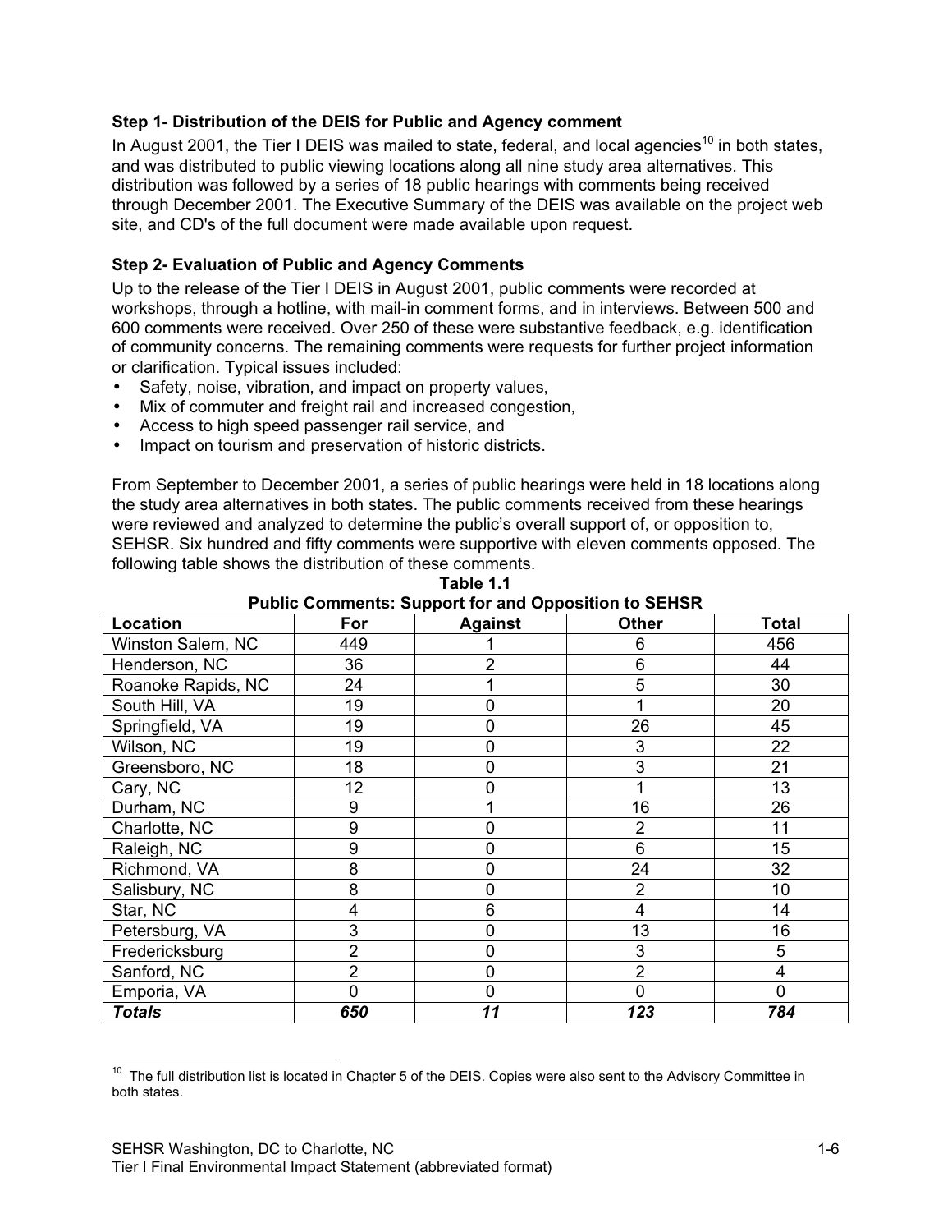**Step 1- Distribution of the DEIS for Public and Agency comment**

In August 2001, the Tier I DEIS was mailed to state, federal, and local agencies[10] in both states, and was distributed to public viewing locations along all nine study area alternatives. This distribution was followed by a series of 18 public hearings with comments being received through December 2001. The Executive Summary of the DEIS was available on the project web site, and CD's of the full document were made available upon request.

**Step 2- Evaluation of Public and Agency Comments**

Up to the release of the Tier I DEIS in August 2001, public comments were recorded at workshops, through a hotline, with mail-in comment forms, and in interviews. Between 500 and 600 comments were received. Over 250 of these were substantive feedback, e.g. identification of community concerns. The remaining comments were requests for further project information or clarification. Typical issues included:

- Safety, noise, vibration, and impact on property values,
- Mix of commuter and freight rail and increased congestion,
- Access to high speed passenger rail service, and
- Impact on tourism and preservation of historic districts.

From September to December 2001, a series of public hearings were held in 18 locations along the study area alternatives in both states. The public comments received from these hearings were reviewed and analyzed to determine the public's overall support of, or opposition to, SEHSR. Six hundred and fifty comments were supportive with eleven comments opposed. The following table shows the distribution of these comments.

**Table 1.1**
**Public Comments: Support for and Opposition to SEHSR**

| Location | For | Against | Other | Total |
|---|---|---|---|---|
| Winston Salem, NC | 449 | 1 | 6 | 456 |
| Henderson, NC | 36 | 2 | 6 | 44 |
| Roanoke Rapids, NC | 24 | 1 | 5 | 30 |
| South Hill, VA | 19 | 0 | 1 | 20 |
| Springfield, VA | 19 | 0 | 26 | 45 |
| Wilson, NC | 19 | 0 | 3 | 22 |
| Greensboro, NC | 18 | 0 | 3 | 21 |
| Cary, NC | 12 | 0 | 1 | 13 |
| Durham, NC | 9 | 1 | 16 | 26 |
| Charlotte, NC | 9 | 0 | 2 | 11 |
| Raleigh, NC | 9 | 0 | 6 | 15 |
| Richmond, VA | 8 | 0 | 24 | 32 |
| Salisbury, NC | 8 | 0 | 2 | 10 |
| Star, NC | 4 | 6 | 4 | 14 |
| Petersburg, VA | 3 | 0 | 13 | 16 |
| Fredericksburg | 2 | 0 | 3 | 5 |
| Sanford, NC | 2 | 0 | 2 | 4 |
| Emporia, VA | 0 | 0 | 0 | 0 |
| ***Totals*** | ***650*** | ***11*** | ***123*** | ***784*** |

[10] The full distribution list is located in Chapter 5 of the DEIS. Copies were also sent to the Advisory Committee in both states.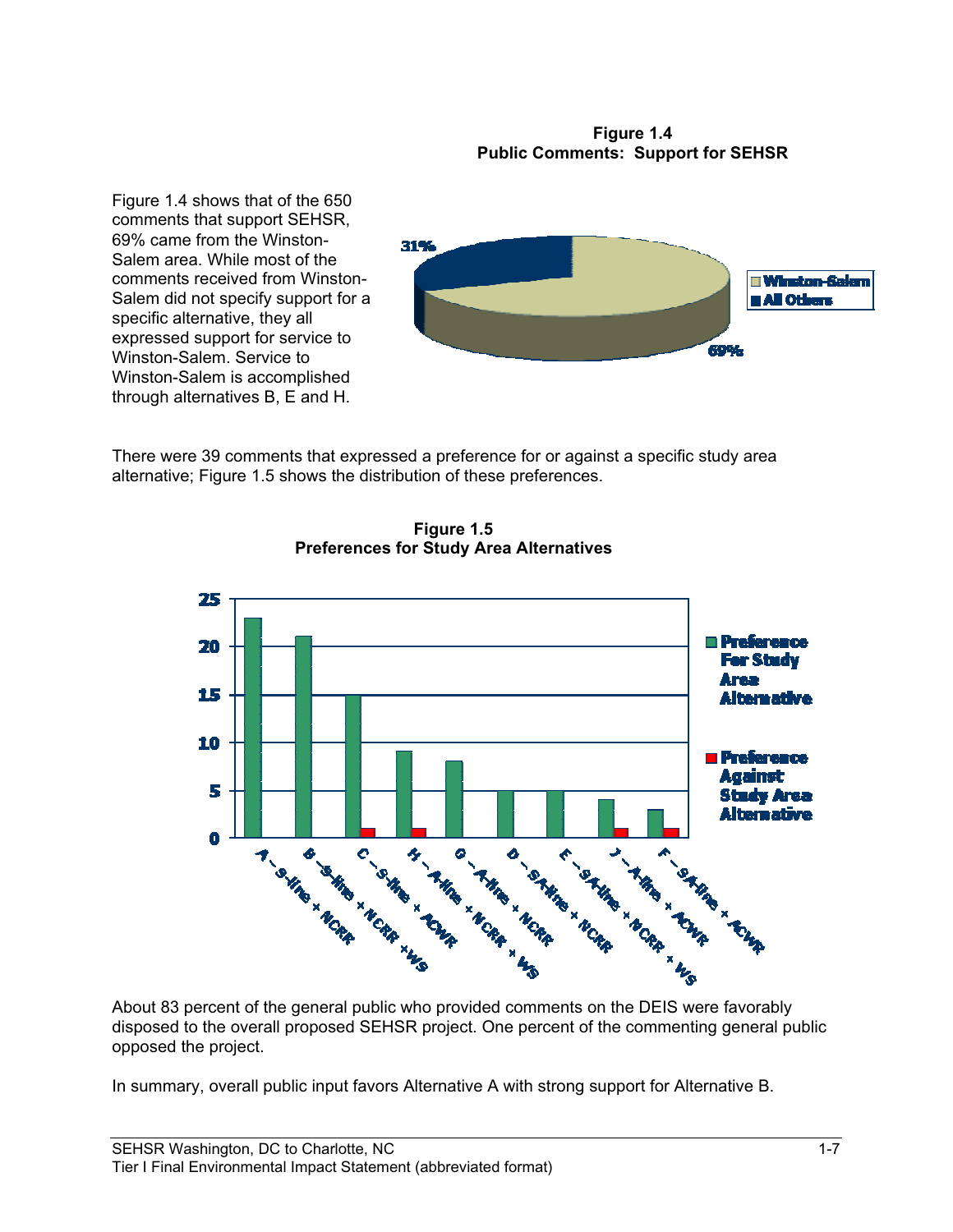**Figure 1.4**
**Public Comments: Support for SEHSR**

Figure 1.4 shows that of the 650 comments that support SEHSR, 69% came from the Winston-Salem area. While most of the comments received from Winston-Salem did not specify support for a specific alternative, they all expressed support for service to Winston-Salem. Service to Winston-Salem is accomplished through alternatives B, E and H.

| Source | Percent |
| --- | --- |
| Winston-Salem | 69% |
| All Others | 31% |

There were 39 comments that expressed a preference for or against a specific study area alternative; Figure 1.5 shows the distribution of these preferences.

**Figure 1.5**
**Preferences for Study Area Alternatives**

| Alternative | Preference For Study Area Alternative | Preference Against Study Area Alternative |
| --- | --- | --- |
| A – S-line + NCRR | 23 | 0 |
| B – S-line + NCRR + WS | 21 | 0 |
| C – S-line + ACWR | 15 | 1 |
| H – A-line + NCRR + WS | 9 | 1 |
| G – A-line + NCRR | 8 | 0 |
| D – SA-line + NCRR | 5 | 0 |
| E – SA-line + NCRR + WS | 5 | 0 |
| J – A-line + ACWR | 4 | 1 |
| F – SA-line + ACWR | 3 | 1 |

About 83 percent of the general public who provided comments on the DEIS were favorably disposed to the overall proposed SEHSR project. One percent of the commenting general public opposed the project.

In summary, overall public input favors Alternative A with strong support for Alternative B.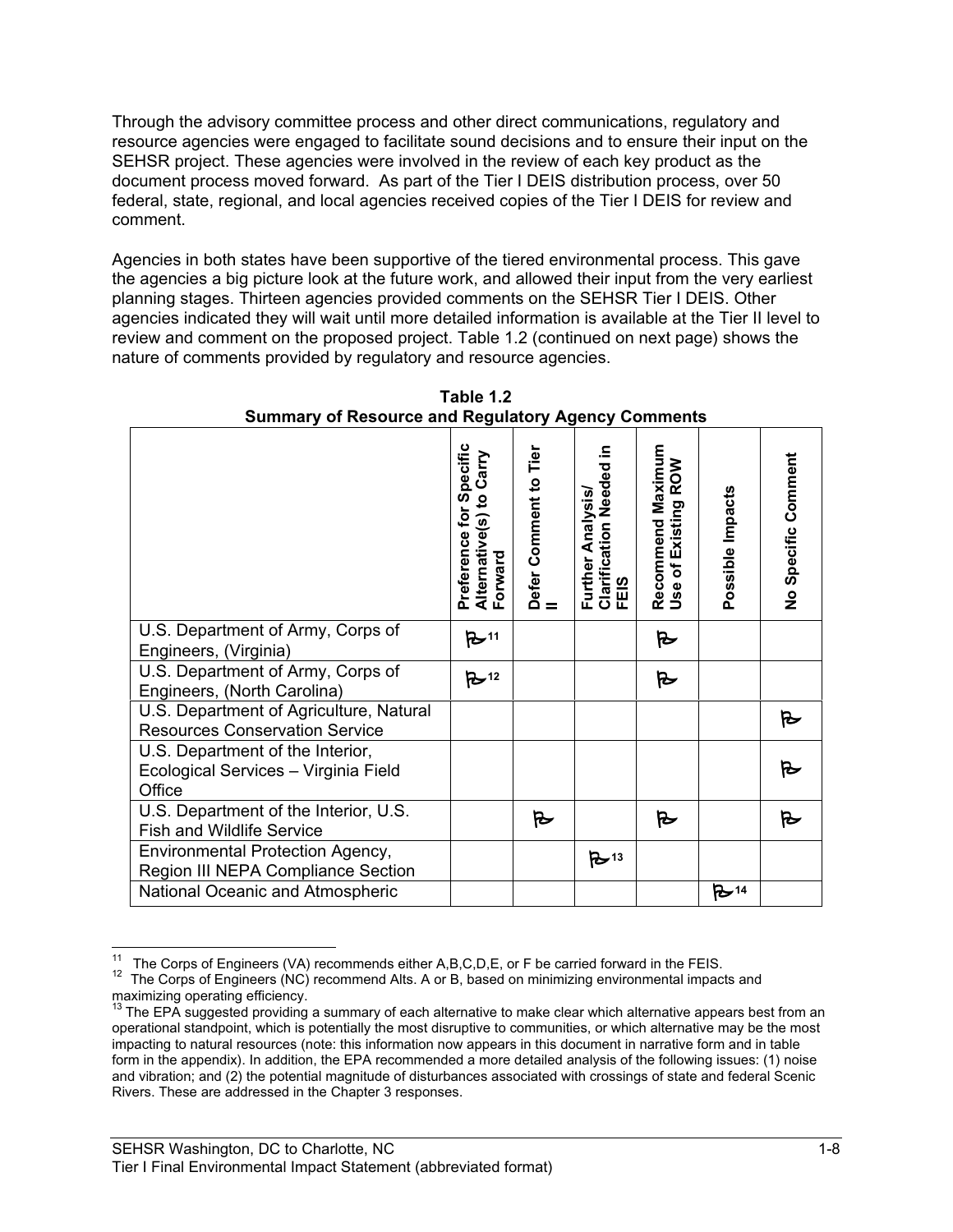Through the advisory committee process and other direct communications, regulatory and resource agencies were engaged to facilitate sound decisions and to ensure their input on the SEHSR project. These agencies were involved in the review of each key product as the document process moved forward. As part of the Tier I DEIS distribution process, over 50 federal, state, regional, and local agencies received copies of the Tier I DEIS for review and comment.

Agencies in both states have been supportive of the tiered environmental process. This gave the agencies a big picture look at the future work, and allowed their input from the very earliest planning stages. Thirteen agencies provided comments on the SEHSR Tier I DEIS. Other agencies indicated they will wait until more detailed information is available at the Tier II level to review and comment on the proposed project. Table 1.2 (continued on next page) shows the nature of comments provided by regulatory and resource agencies.

**Table 1.2**
**Summary of Resource and Regulatory Agency Comments**

| | Preference for Specific Alternative(s) to Carry Forward | Defer Comment to Tier II | Further Analysis/ Clarification Needed in FEIS | Recommend Maximum Use of Existing ROW | Possible Impacts | No Specific Comment |
|---|---|---|---|---|---|---|
| U.S. Department of Army, Corps of Engineers, (Virginia) | ✓[11] | | | ✓ | | |
| U.S. Department of Army, Corps of Engineers, (North Carolina) | ✓[12] | | | ✓ | | |
| U.S. Department of Agriculture, Natural Resources Conservation Service | | | | | | ✓ |
| U.S. Department of the Interior, Ecological Services – Virginia Field Office | | | | | | ✓ |
| U.S. Department of the Interior, U.S. Fish and Wildlife Service | | ✓ | | ✓ | | ✓ |
| Environmental Protection Agency, Region III NEPA Compliance Section | | | ✓[13] | | | |
| National Oceanic and Atmospheric | | | | | ✓[14] | |

[11] The Corps of Engineers (VA) recommends either A,B,C,D,E, or F be carried forward in the FEIS.

[12] The Corps of Engineers (NC) recommend Alts. A or B, based on minimizing environmental impacts and maximizing operating efficiency.

[13] The EPA suggested providing a summary of each alternative to make clear which alternative appears best from an operational standpoint, which is potentially the most disruptive to communities, or which alternative may be the most impacting to natural resources (note: this information now appears in this document in narrative form and in table form in the appendix). In addition, the EPA recommended a more detailed analysis of the following issues: (1) noise and vibration; and (2) the potential magnitude of disturbances associated with crossings of state and federal Scenic Rivers. These are addressed in the Chapter 3 responses.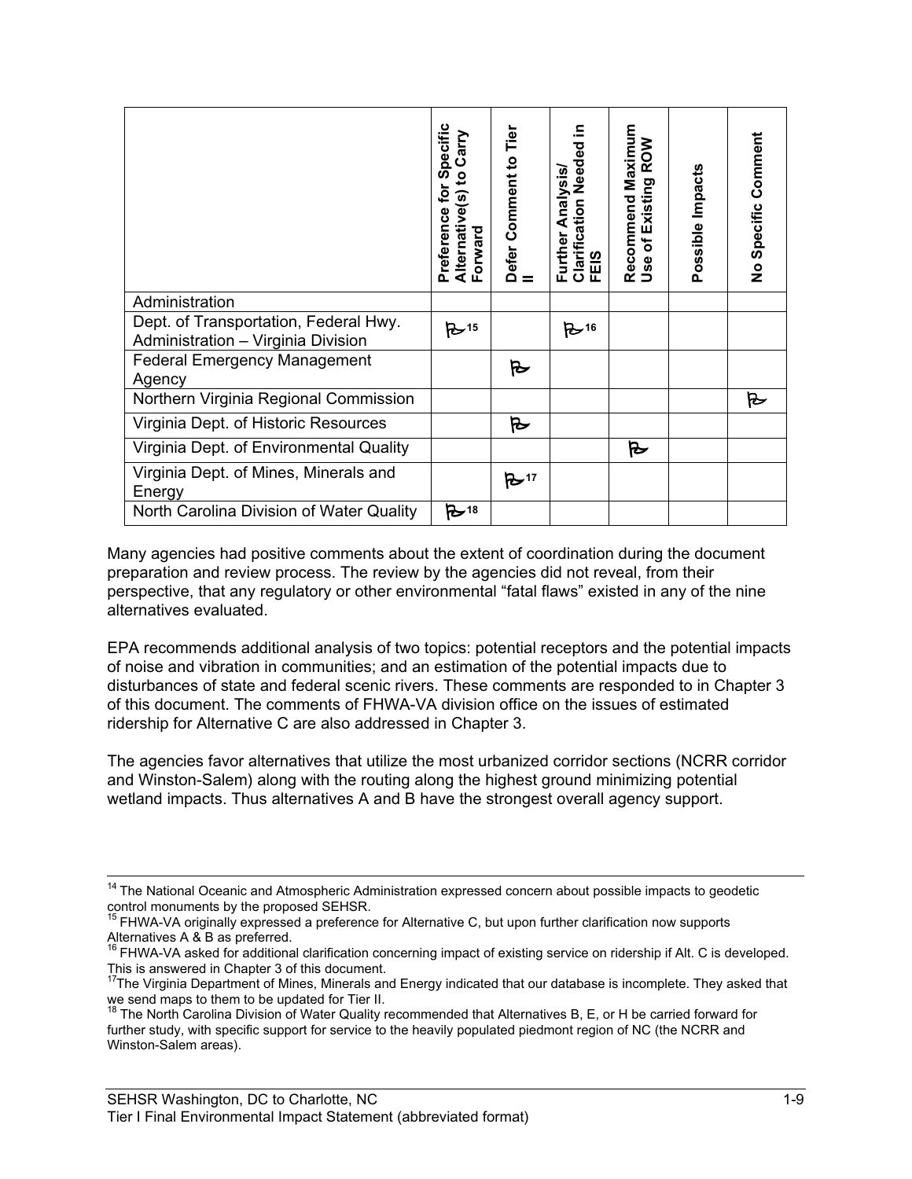| | Preference for Specific Alternative(s) to Carry Forward | Defer Comment to Tier II | Further Analysis/ Clarification Needed in FEIS | Recommend Maximum Use of Existing ROW | Possible Impacts | No Specific Comment |
|---|---|---|---|---|---|---|
| Administration | | | | | | |
| Dept. of Transportation, Federal Hwy. Administration – Virginia Division | ✓[15] | | ✓[16] | | | |
| Federal Emergency Management Agency | | ✓ | | | | |
| Northern Virginia Regional Commission | | | | | | ✓ |
| Virginia Dept. of Historic Resources | | ✓ | | | | |
| Virginia Dept. of Environmental Quality | | | | ✓ | | |
| Virginia Dept. of Mines, Minerals and Energy | | ✓[17] | | | | |
| North Carolina Division of Water Quality | ✓[18] | | | | | |

Many agencies had positive comments about the extent of coordination during the document preparation and review process. The review by the agencies did not reveal, from their perspective, that any regulatory or other environmental "fatal flaws" existed in any of the nine alternatives evaluated.

EPA recommends additional analysis of two topics: potential receptors and the potential impacts of noise and vibration in communities; and an estimation of the potential impacts due to disturbances of state and federal scenic rivers. These comments are responded to in Chapter 3 of this document. The comments of FHWA-VA division office on the issues of estimated ridership for Alternative C are also addressed in Chapter 3.

The agencies favor alternatives that utilize the most urbanized corridor sections (NCRR corridor and Winston-Salem) along with the routing along the highest ground minimizing potential wetland impacts. Thus alternatives A and B have the strongest overall agency support.

---

[14] The National Oceanic and Atmospheric Administration expressed concern about possible impacts to geodetic control monuments by the proposed SEHSR.

[15] FHWA-VA originally expressed a preference for Alternative C, but upon further clarification now supports Alternatives A & B as preferred.

[16] FHWA-VA asked for additional clarification concerning impact of existing service on ridership if Alt. C is developed. This is answered in Chapter 3 of this document.

[17] The Virginia Department of Mines, Minerals and Energy indicated that our database is incomplete. They asked that we send maps to them to be updated for Tier II.

[18] The North Carolina Division of Water Quality recommended that Alternatives B, E, or H be carried forward for further study, with specific support for service to the heavily populated piedmont region of NC (the NCRR and Winston-Salem areas).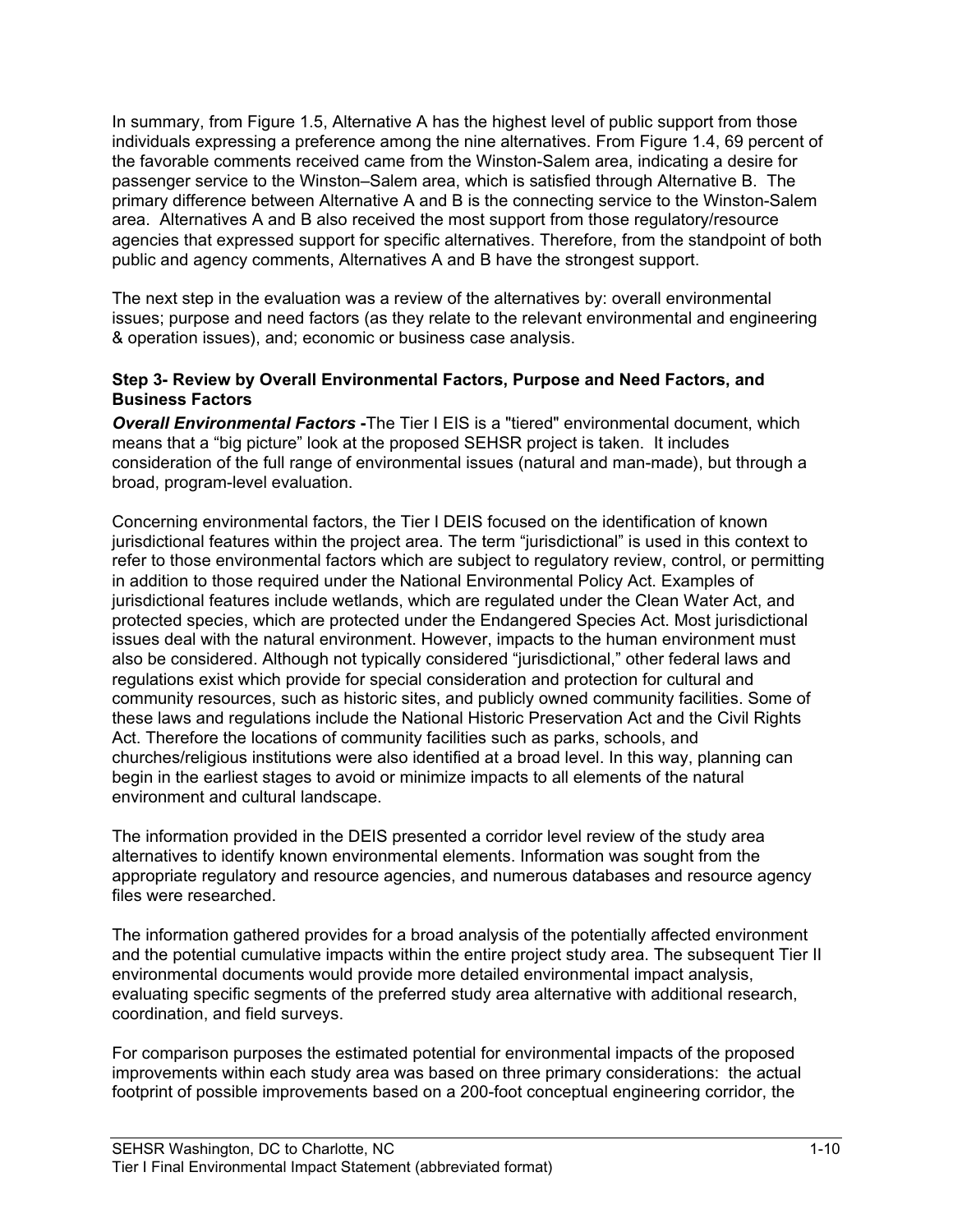In summary, from Figure 1.5, Alternative A has the highest level of public support from those individuals expressing a preference among the nine alternatives. From Figure 1.4, 69 percent of the favorable comments received came from the Winston-Salem area, indicating a desire for passenger service to the Winston–Salem area, which is satisfied through Alternative B. The primary difference between Alternative A and B is the connecting service to the Winston-Salem area. Alternatives A and B also received the most support from those regulatory/resource agencies that expressed support for specific alternatives. Therefore, from the standpoint of both public and agency comments, Alternatives A and B have the strongest support.

The next step in the evaluation was a review of the alternatives by: overall environmental issues; purpose and need factors (as they relate to the relevant environmental and engineering & operation issues), and; economic or business case analysis.

**Step 3- Review by Overall Environmental Factors, Purpose and Need Factors, and Business Factors**

***Overall Environmental Factors*** **-**The Tier I EIS is a "tiered" environmental document, which means that a "big picture" look at the proposed SEHSR project is taken. It includes consideration of the full range of environmental issues (natural and man-made), but through a broad, program-level evaluation.

Concerning environmental factors, the Tier I DEIS focused on the identification of known jurisdictional features within the project area. The term "jurisdictional" is used in this context to refer to those environmental factors which are subject to regulatory review, control, or permitting in addition to those required under the National Environmental Policy Act. Examples of jurisdictional features include wetlands, which are regulated under the Clean Water Act, and protected species, which are protected under the Endangered Species Act. Most jurisdictional issues deal with the natural environment. However, impacts to the human environment must also be considered. Although not typically considered "jurisdictional," other federal laws and regulations exist which provide for special consideration and protection for cultural and community resources, such as historic sites, and publicly owned community facilities. Some of these laws and regulations include the National Historic Preservation Act and the Civil Rights Act. Therefore the locations of community facilities such as parks, schools, and churches/religious institutions were also identified at a broad level. In this way, planning can begin in the earliest stages to avoid or minimize impacts to all elements of the natural environment and cultural landscape.

The information provided in the DEIS presented a corridor level review of the study area alternatives to identify known environmental elements. Information was sought from the appropriate regulatory and resource agencies, and numerous databases and resource agency files were researched.

The information gathered provides for a broad analysis of the potentially affected environment and the potential cumulative impacts within the entire project study area. The subsequent Tier II environmental documents would provide more detailed environmental impact analysis, evaluating specific segments of the preferred study area alternative with additional research, coordination, and field surveys.

For comparison purposes the estimated potential for environmental impacts of the proposed improvements within each study area was based on three primary considerations: the actual footprint of possible improvements based on a 200-foot conceptual engineering corridor, the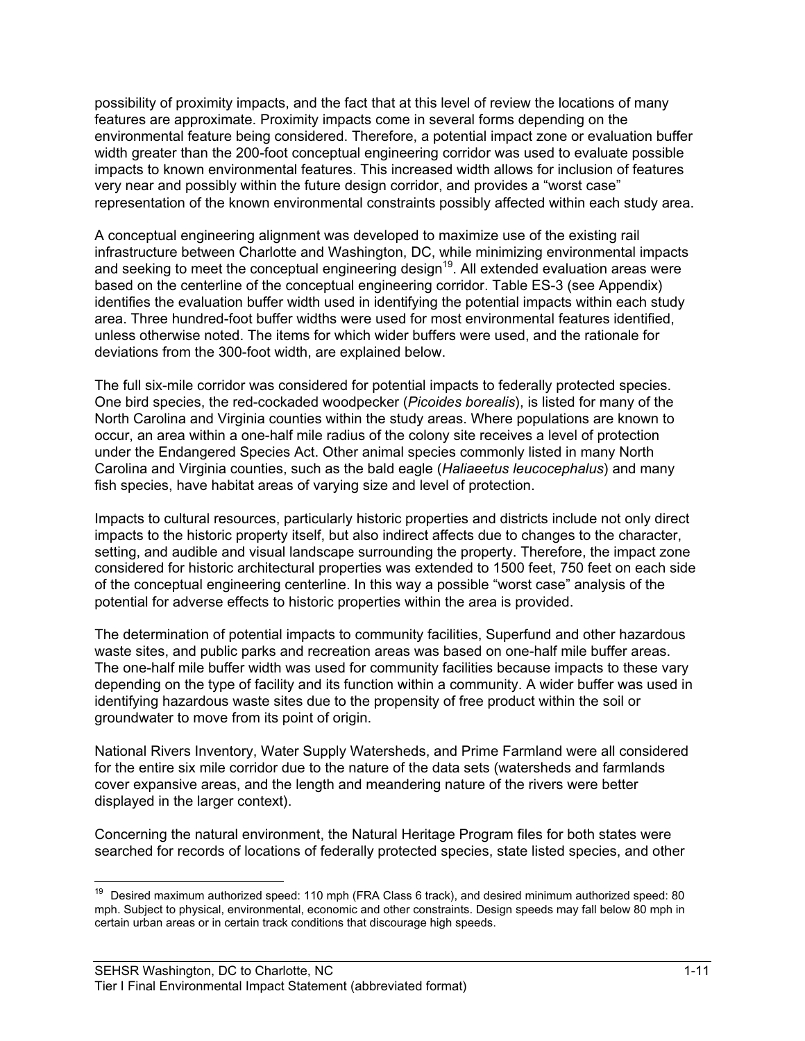possibility of proximity impacts, and the fact that at this level of review the locations of many features are approximate. Proximity impacts come in several forms depending on the environmental feature being considered. Therefore, a potential impact zone or evaluation buffer width greater than the 200-foot conceptual engineering corridor was used to evaluate possible impacts to known environmental features. This increased width allows for inclusion of features very near and possibly within the future design corridor, and provides a “worst case” representation of the known environmental constraints possibly affected within each study area.

A conceptual engineering alignment was developed to maximize use of the existing rail infrastructure between Charlotte and Washington, DC, while minimizing environmental impacts and seeking to meet the conceptual engineering design[19]. All extended evaluation areas were based on the centerline of the conceptual engineering corridor. Table ES-3 (see Appendix) identifies the evaluation buffer width used in identifying the potential impacts within each study area. Three hundred-foot buffer widths were used for most environmental features identified, unless otherwise noted. The items for which wider buffers were used, and the rationale for deviations from the 300-foot width, are explained below.

The full six-mile corridor was considered for potential impacts to federally protected species. One bird species, the red-cockaded woodpecker (*Picoides borealis*), is listed for many of the North Carolina and Virginia counties within the study areas. Where populations are known to occur, an area within a one-half mile radius of the colony site receives a level of protection under the Endangered Species Act. Other animal species commonly listed in many North Carolina and Virginia counties, such as the bald eagle (*Haliaeetus leucocephalus*) and many fish species, have habitat areas of varying size and level of protection.

Impacts to cultural resources, particularly historic properties and districts include not only direct impacts to the historic property itself, but also indirect affects due to changes to the character, setting, and audible and visual landscape surrounding the property. Therefore, the impact zone considered for historic architectural properties was extended to 1500 feet, 750 feet on each side of the conceptual engineering centerline. In this way a possible “worst case” analysis of the potential for adverse effects to historic properties within the area is provided.

The determination of potential impacts to community facilities, Superfund and other hazardous waste sites, and public parks and recreation areas was based on one-half mile buffer areas. The one-half mile buffer width was used for community facilities because impacts to these vary depending on the type of facility and its function within a community. A wider buffer was used in identifying hazardous waste sites due to the propensity of free product within the soil or groundwater to move from its point of origin.

National Rivers Inventory, Water Supply Watersheds, and Prime Farmland were all considered for the entire six mile corridor due to the nature of the data sets (watersheds and farmlands cover expansive areas, and the length and meandering nature of the rivers were better displayed in the larger context).

Concerning the natural environment, the Natural Heritage Program files for both states were searched for records of locations of federally protected species, state listed species, and other

---

[19] Desired maximum authorized speed: 110 mph (FRA Class 6 track), and desired minimum authorized speed: 80 mph. Subject to physical, environmental, economic and other constraints. Design speeds may fall below 80 mph in certain urban areas or in certain track conditions that discourage high speeds.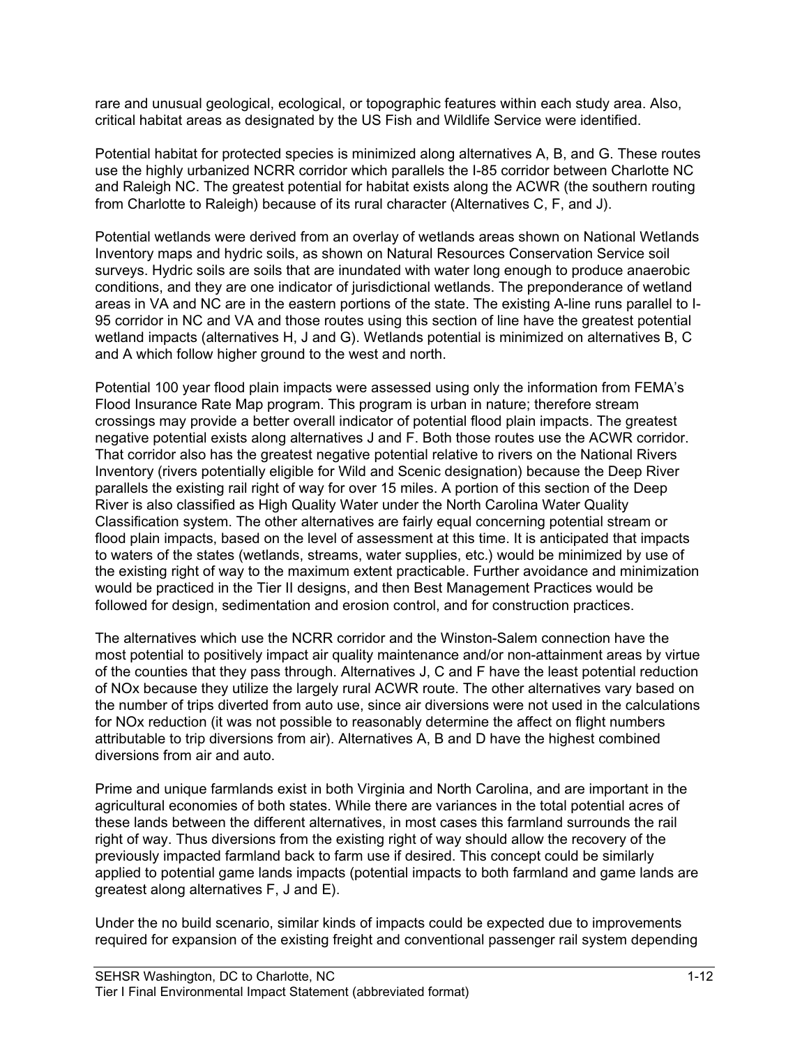rare and unusual geological, ecological, or topographic features within each study area. Also, critical habitat areas as designated by the US Fish and Wildlife Service were identified.

Potential habitat for protected species is minimized along alternatives A, B, and G. These routes use the highly urbanized NCRR corridor which parallels the I-85 corridor between Charlotte NC and Raleigh NC. The greatest potential for habitat exists along the ACWR (the southern routing from Charlotte to Raleigh) because of its rural character (Alternatives C, F, and J).

Potential wetlands were derived from an overlay of wetlands areas shown on National Wetlands Inventory maps and hydric soils, as shown on Natural Resources Conservation Service soil surveys. Hydric soils are soils that are inundated with water long enough to produce anaerobic conditions, and they are one indicator of jurisdictional wetlands. The preponderance of wetland areas in VA and NC are in the eastern portions of the state. The existing A-line runs parallel to I-95 corridor in NC and VA and those routes using this section of line have the greatest potential wetland impacts (alternatives H, J and G). Wetlands potential is minimized on alternatives B, C and A which follow higher ground to the west and north.

Potential 100 year flood plain impacts were assessed using only the information from FEMA's Flood Insurance Rate Map program. This program is urban in nature; therefore stream crossings may provide a better overall indicator of potential flood plain impacts. The greatest negative potential exists along alternatives J and F. Both those routes use the ACWR corridor. That corridor also has the greatest negative potential relative to rivers on the National Rivers Inventory (rivers potentially eligible for Wild and Scenic designation) because the Deep River parallels the existing rail right of way for over 15 miles. A portion of this section of the Deep River is also classified as High Quality Water under the North Carolina Water Quality Classification system. The other alternatives are fairly equal concerning potential stream or flood plain impacts, based on the level of assessment at this time. It is anticipated that impacts to waters of the states (wetlands, streams, water supplies, etc.) would be minimized by use of the existing right of way to the maximum extent practicable. Further avoidance and minimization would be practiced in the Tier II designs, and then Best Management Practices would be followed for design, sedimentation and erosion control, and for construction practices.

The alternatives which use the NCRR corridor and the Winston-Salem connection have the most potential to positively impact air quality maintenance and/or non-attainment areas by virtue of the counties that they pass through. Alternatives J, C and F have the least potential reduction of NOx because they utilize the largely rural ACWR route. The other alternatives vary based on the number of trips diverted from auto use, since air diversions were not used in the calculations for NOx reduction (it was not possible to reasonably determine the affect on flight numbers attributable to trip diversions from air). Alternatives A, B and D have the highest combined diversions from air and auto.

Prime and unique farmlands exist in both Virginia and North Carolina, and are important in the agricultural economies of both states. While there are variances in the total potential acres of these lands between the different alternatives, in most cases this farmland surrounds the rail right of way. Thus diversions from the existing right of way should allow the recovery of the previously impacted farmland back to farm use if desired. This concept could be similarly applied to potential game lands impacts (potential impacts to both farmland and game lands are greatest along alternatives F, J and E).

Under the no build scenario, similar kinds of impacts could be expected due to improvements required for expansion of the existing freight and conventional passenger rail system depending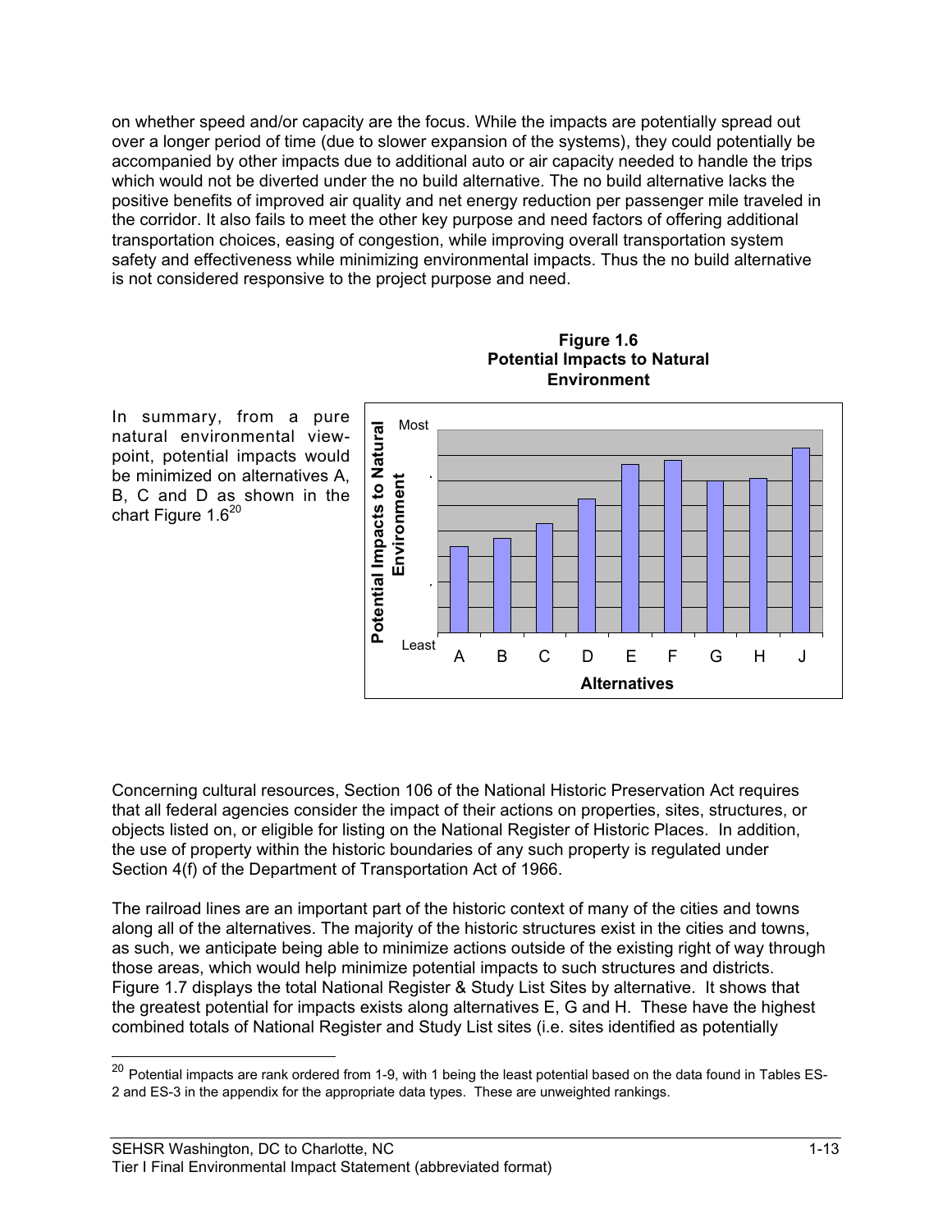on whether speed and/or capacity are the focus. While the impacts are potentially spread out over a longer period of time (due to slower expansion of the systems), they could potentially be accompanied by other impacts due to additional auto or air capacity needed to handle the trips which would not be diverted under the no build alternative. The no build alternative lacks the positive benefits of improved air quality and net energy reduction per passenger mile traveled in the corridor. It also fails to meet the other key purpose and need factors of offering additional transportation choices, easing of congestion, while improving overall transportation system safety and effectiveness while minimizing environmental impacts. Thus the no build alternative is not considered responsive to the project purpose and need.

**Figure 1.6**
**Potential Impacts to Natural Environment**

In summary, from a pure natural environmental viewpoint, potential impacts would be minimized on alternatives A, B, C and D as shown in the chart Figure 1.6[20]

Concerning cultural resources, Section 106 of the National Historic Preservation Act requires that all federal agencies consider the impact of their actions on properties, sites, structures, or objects listed on, or eligible for listing on the National Register of Historic Places. In addition, the use of property within the historic boundaries of any such property is regulated under Section 4(f) of the Department of Transportation Act of 1966.

The railroad lines are an important part of the historic context of many of the cities and towns along all of the alternatives. The majority of the historic structures exist in the cities and towns, as such, we anticipate being able to minimize actions outside of the existing right of way through those areas, which would help minimize potential impacts to such structures and districts. Figure 1.7 displays the total National Register & Study List Sites by alternative. It shows that the greatest potential for impacts exists along alternatives E, G and H. These have the highest combined totals of National Register and Study List sites (i.e. sites identified as potentially

[20] Potential impacts are rank ordered from 1-9, with 1 being the least potential based on the data found in Tables ES-2 and ES-3 in the appendix for the appropriate data types. These are unweighted rankings.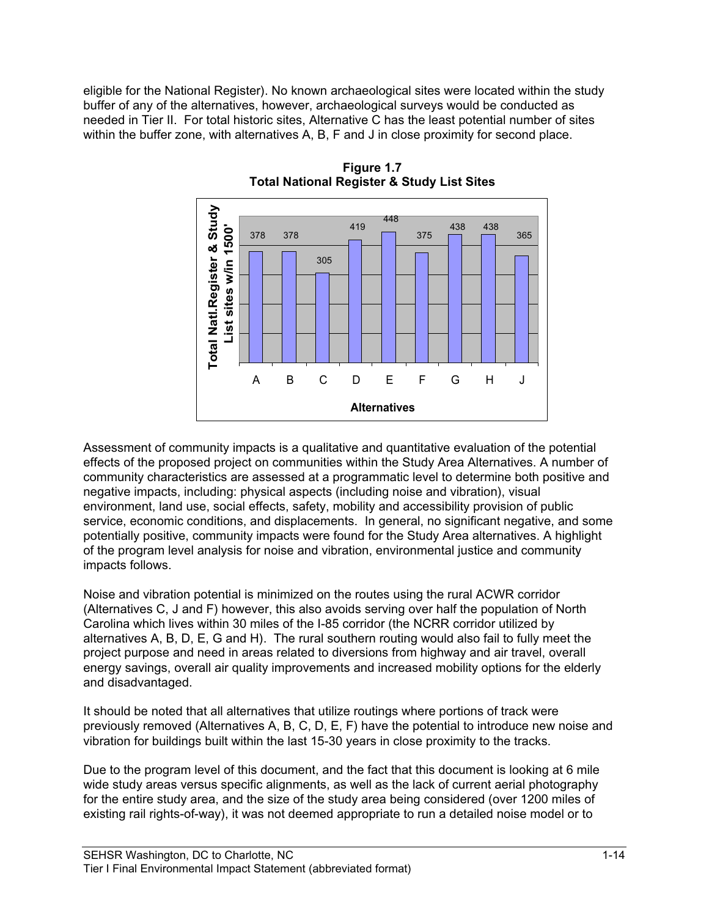eligible for the National Register). No known archaeological sites were located within the study buffer of any of the alternatives, however, archaeological surveys would be conducted as needed in Tier II. For total historic sites, Alternative C has the least potential number of sites within the buffer zone, with alternatives A, B, F and J in close proximity for second place.

**Figure 1.7**
**Total National Register & Study List Sites**

| Alternatives | Total Natl.Register & Study List sites w/in 1500' |
|---|---|
| A | 378 |
| B | 378 |
| C | 305 |
| D | 419 |
| E | 448 |
| F | 375 |
| G | 438 |
| H | 438 |
| J | 365 |

Assessment of community impacts is a qualitative and quantitative evaluation of the potential effects of the proposed project on communities within the Study Area Alternatives. A number of community characteristics are assessed at a programmatic level to determine both positive and negative impacts, including: physical aspects (including noise and vibration), visual environment, land use, social effects, safety, mobility and accessibility provision of public service, economic conditions, and displacements. In general, no significant negative, and some potentially positive, community impacts were found for the Study Area alternatives. A highlight of the program level analysis for noise and vibration, environmental justice and community impacts follows.

Noise and vibration potential is minimized on the routes using the rural ACWR corridor (Alternatives C, J and F) however, this also avoids serving over half the population of North Carolina which lives within 30 miles of the I-85 corridor (the NCRR corridor utilized by alternatives A, B, D, E, G and H). The rural southern routing would also fail to fully meet the project purpose and need in areas related to diversions from highway and air travel, overall energy savings, overall air quality improvements and increased mobility options for the elderly and disadvantaged.

It should be noted that all alternatives that utilize routings where portions of track were previously removed (Alternatives A, B, C, D, E, F) have the potential to introduce new noise and vibration for buildings built within the last 15-30 years in close proximity to the tracks.

Due to the program level of this document, and the fact that this document is looking at 6 mile wide study areas versus specific alignments, as well as the lack of current aerial photography for the entire study area, and the size of the study area being considered (over 1200 miles of existing rail rights-of-way), it was not deemed appropriate to run a detailed noise model or to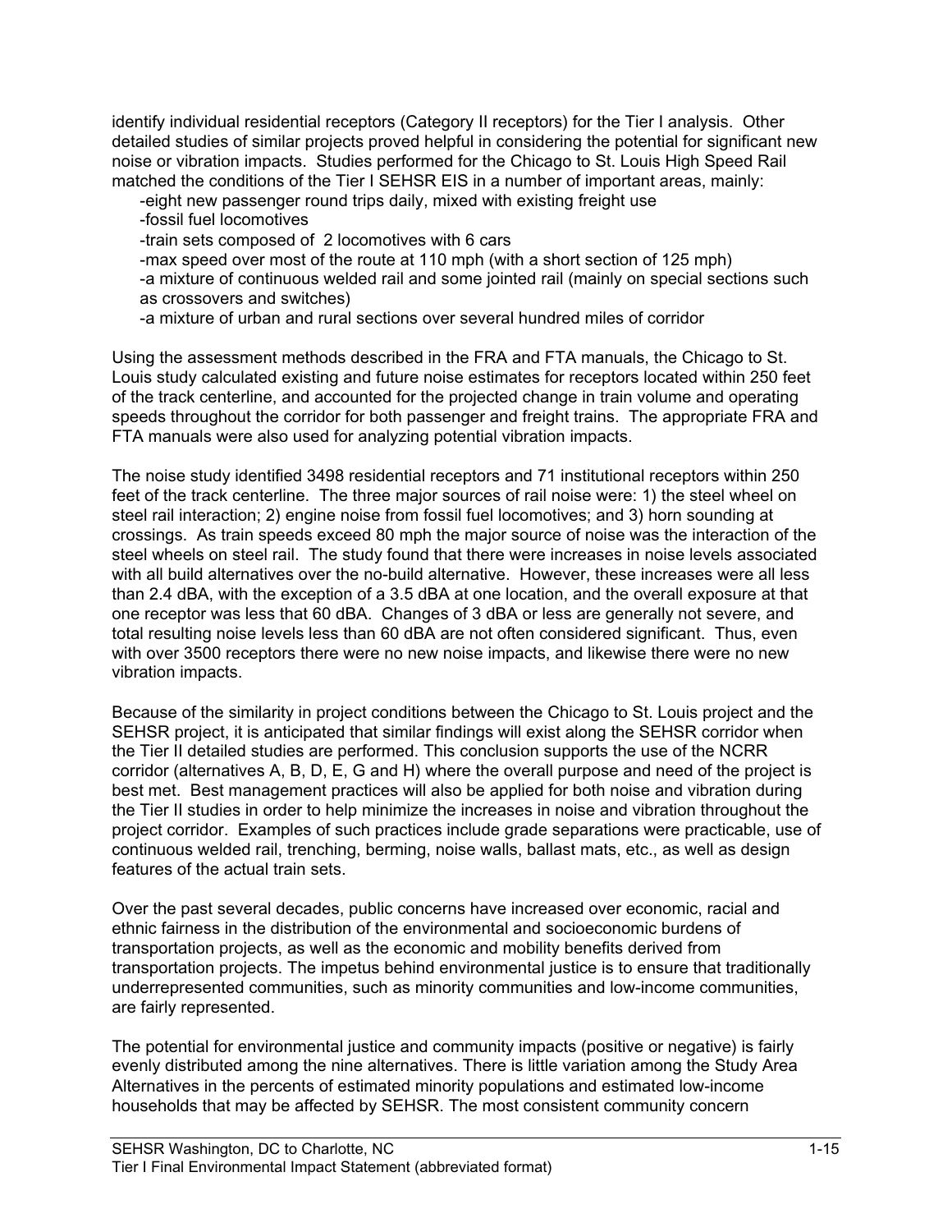identify individual residential receptors (Category II receptors) for the Tier I analysis. Other detailed studies of similar projects proved helpful in considering the potential for significant new noise or vibration impacts. Studies performed for the Chicago to St. Louis High Speed Rail matched the conditions of the Tier I SEHSR EIS in a number of important areas, mainly:

- -eight new passenger round trips daily, mixed with existing freight use
- -fossil fuel locomotives
- -train sets composed of 2 locomotives with 6 cars
- -max speed over most of the route at 110 mph (with a short section of 125 mph)
- -a mixture of continuous welded rail and some jointed rail (mainly on special sections such as crossovers and switches)
- -a mixture of urban and rural sections over several hundred miles of corridor

Using the assessment methods described in the FRA and FTA manuals, the Chicago to St. Louis study calculated existing and future noise estimates for receptors located within 250 feet of the track centerline, and accounted for the projected change in train volume and operating speeds throughout the corridor for both passenger and freight trains. The appropriate FRA and FTA manuals were also used for analyzing potential vibration impacts.

The noise study identified 3498 residential receptors and 71 institutional receptors within 250 feet of the track centerline. The three major sources of rail noise were: 1) the steel wheel on steel rail interaction; 2) engine noise from fossil fuel locomotives; and 3) horn sounding at crossings. As train speeds exceed 80 mph the major source of noise was the interaction of the steel wheels on steel rail. The study found that there were increases in noise levels associated with all build alternatives over the no-build alternative. However, these increases were all less than 2.4 dBA, with the exception of a 3.5 dBA at one location, and the overall exposure at that one receptor was less that 60 dBA. Changes of 3 dBA or less are generally not severe, and total resulting noise levels less than 60 dBA are not often considered significant. Thus, even with over 3500 receptors there were no new noise impacts, and likewise there were no new vibration impacts.

Because of the similarity in project conditions between the Chicago to St. Louis project and the SEHSR project, it is anticipated that similar findings will exist along the SEHSR corridor when the Tier II detailed studies are performed. This conclusion supports the use of the NCRR corridor (alternatives A, B, D, E, G and H) where the overall purpose and need of the project is best met. Best management practices will also be applied for both noise and vibration during the Tier II studies in order to help minimize the increases in noise and vibration throughout the project corridor. Examples of such practices include grade separations were practicable, use of continuous welded rail, trenching, berming, noise walls, ballast mats, etc., as well as design features of the actual train sets.

Over the past several decades, public concerns have increased over economic, racial and ethnic fairness in the distribution of the environmental and socioeconomic burdens of transportation projects, as well as the economic and mobility benefits derived from transportation projects. The impetus behind environmental justice is to ensure that traditionally underrepresented communities, such as minority communities and low-income communities, are fairly represented.

The potential for environmental justice and community impacts (positive or negative) is fairly evenly distributed among the nine alternatives. There is little variation among the Study Area Alternatives in the percents of estimated minority populations and estimated low-income households that may be affected by SEHSR. The most consistent community concern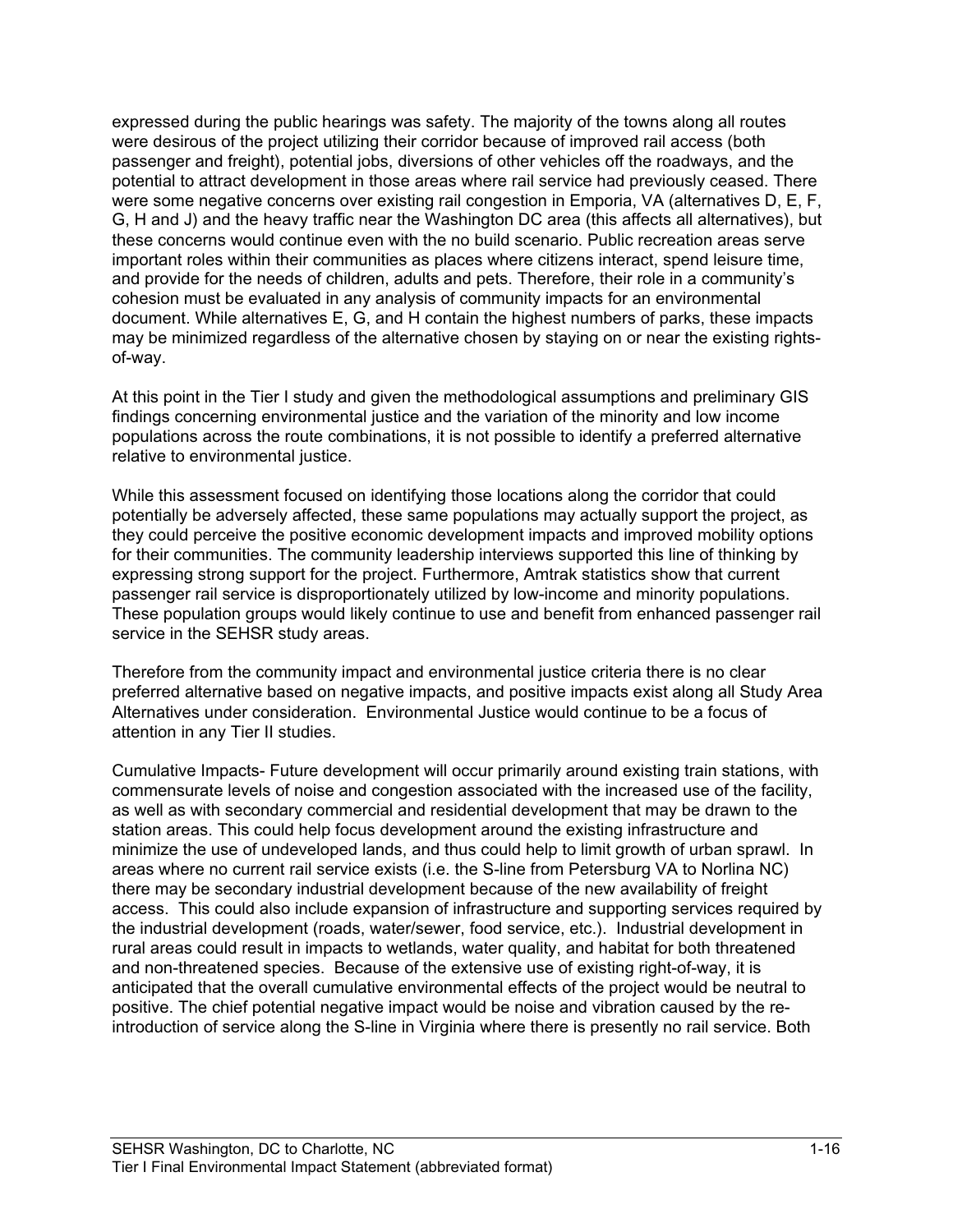expressed during the public hearings was safety. The majority of the towns along all routes were desirous of the project utilizing their corridor because of improved rail access (both passenger and freight), potential jobs, diversions of other vehicles off the roadways, and the potential to attract development in those areas where rail service had previously ceased. There were some negative concerns over existing rail congestion in Emporia, VA (alternatives D, E, F, G, H and J) and the heavy traffic near the Washington DC area (this affects all alternatives), but these concerns would continue even with the no build scenario. Public recreation areas serve important roles within their communities as places where citizens interact, spend leisure time, and provide for the needs of children, adults and pets. Therefore, their role in a community's cohesion must be evaluated in any analysis of community impacts for an environmental document. While alternatives E, G, and H contain the highest numbers of parks, these impacts may be minimized regardless of the alternative chosen by staying on or near the existing rights-of-way.

At this point in the Tier I study and given the methodological assumptions and preliminary GIS findings concerning environmental justice and the variation of the minority and low income populations across the route combinations, it is not possible to identify a preferred alternative relative to environmental justice.

While this assessment focused on identifying those locations along the corridor that could potentially be adversely affected, these same populations may actually support the project, as they could perceive the positive economic development impacts and improved mobility options for their communities. The community leadership interviews supported this line of thinking by expressing strong support for the project. Furthermore, Amtrak statistics show that current passenger rail service is disproportionately utilized by low-income and minority populations. These population groups would likely continue to use and benefit from enhanced passenger rail service in the SEHSR study areas.

Therefore from the community impact and environmental justice criteria there is no clear preferred alternative based on negative impacts, and positive impacts exist along all Study Area Alternatives under consideration. Environmental Justice would continue to be a focus of attention in any Tier II studies.

Cumulative Impacts- Future development will occur primarily around existing train stations, with commensurate levels of noise and congestion associated with the increased use of the facility, as well as with secondary commercial and residential development that may be drawn to the station areas. This could help focus development around the existing infrastructure and minimize the use of undeveloped lands, and thus could help to limit growth of urban sprawl. In areas where no current rail service exists (i.e. the S-line from Petersburg VA to Norlina NC) there may be secondary industrial development because of the new availability of freight access. This could also include expansion of infrastructure and supporting services required by the industrial development (roads, water/sewer, food service, etc.). Industrial development in rural areas could result in impacts to wetlands, water quality, and habitat for both threatened and non-threatened species. Because of the extensive use of existing right-of-way, it is anticipated that the overall cumulative environmental effects of the project would be neutral to positive. The chief potential negative impact would be noise and vibration caused by the re-introduction of service along the S-line in Virginia where there is presently no rail service. Both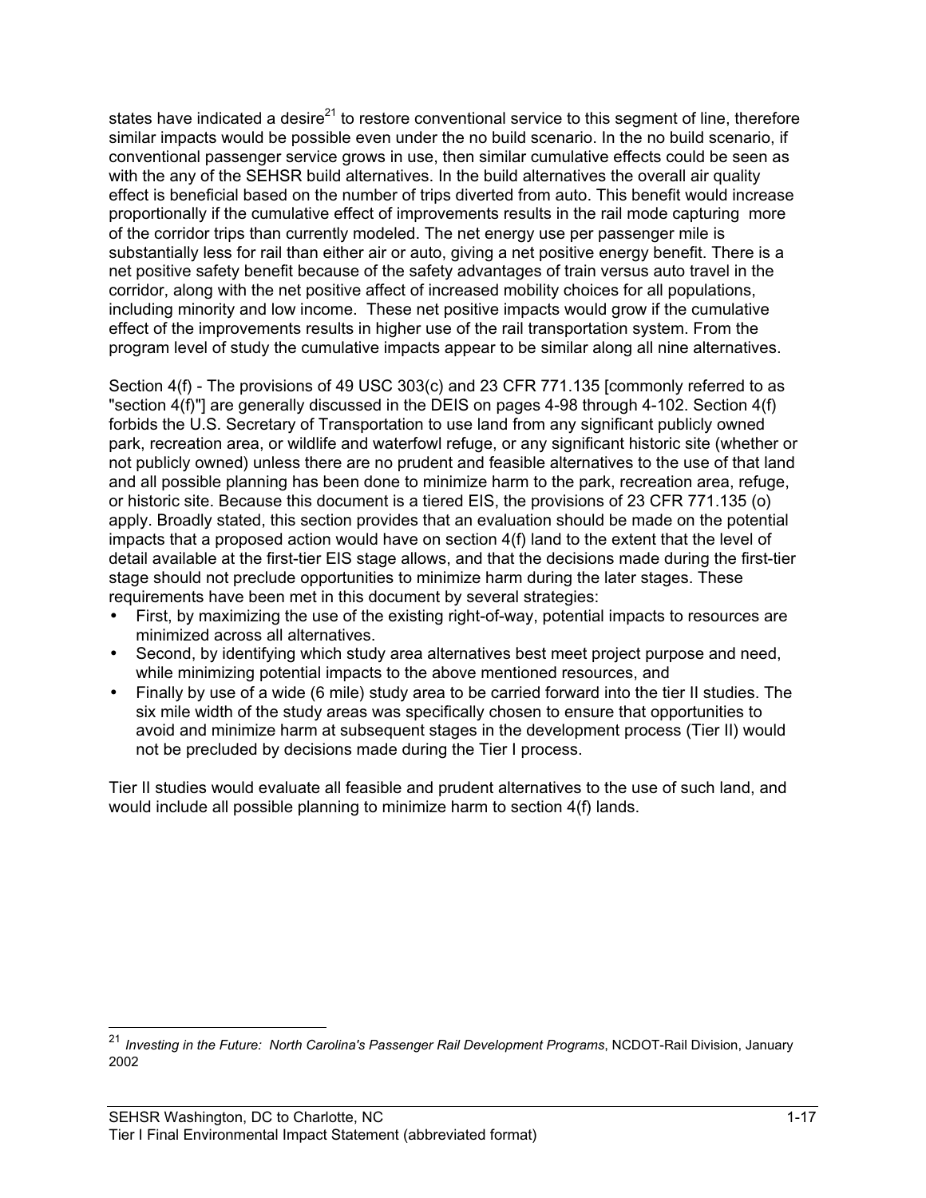states have indicated a desire[21] to restore conventional service to this segment of line, therefore similar impacts would be possible even under the no build scenario. In the no build scenario, if conventional passenger service grows in use, then similar cumulative effects could be seen as with the any of the SEHSR build alternatives. In the build alternatives the overall air quality effect is beneficial based on the number of trips diverted from auto. This benefit would increase proportionally if the cumulative effect of improvements results in the rail mode capturing more of the corridor trips than currently modeled. The net energy use per passenger mile is substantially less for rail than either air or auto, giving a net positive energy benefit. There is a net positive safety benefit because of the safety advantages of train versus auto travel in the corridor, along with the net positive affect of increased mobility choices for all populations, including minority and low income. These net positive impacts would grow if the cumulative effect of the improvements results in higher use of the rail transportation system. From the program level of study the cumulative impacts appear to be similar along all nine alternatives.

Section 4(f) - The provisions of 49 USC 303(c) and 23 CFR 771.135 [commonly referred to as "section 4(f)"] are generally discussed in the DEIS on pages 4-98 through 4-102. Section 4(f) forbids the U.S. Secretary of Transportation to use land from any significant publicly owned park, recreation area, or wildlife and waterfowl refuge, or any significant historic site (whether or not publicly owned) unless there are no prudent and feasible alternatives to the use of that land and all possible planning has been done to minimize harm to the park, recreation area, refuge, or historic site. Because this document is a tiered EIS, the provisions of 23 CFR 771.135 (o) apply. Broadly stated, this section provides that an evaluation should be made on the potential impacts that a proposed action would have on section 4(f) land to the extent that the level of detail available at the first-tier EIS stage allows, and that the decisions made during the first-tier stage should not preclude opportunities to minimize harm during the later stages. These requirements have been met in this document by several strategies:

- First, by maximizing the use of the existing right-of-way, potential impacts to resources are minimized across all alternatives.
- Second, by identifying which study area alternatives best meet project purpose and need, while minimizing potential impacts to the above mentioned resources, and
- Finally by use of a wide (6 mile) study area to be carried forward into the tier II studies. The six mile width of the study areas was specifically chosen to ensure that opportunities to avoid and minimize harm at subsequent stages in the development process (Tier II) would not be precluded by decisions made during the Tier I process.

Tier II studies would evaluate all feasible and prudent alternatives to the use of such land, and would include all possible planning to minimize harm to section 4(f) lands.

---

[21] *Investing in the Future: North Carolina's Passenger Rail Development Programs*, NCDOT-Rail Division, January 2002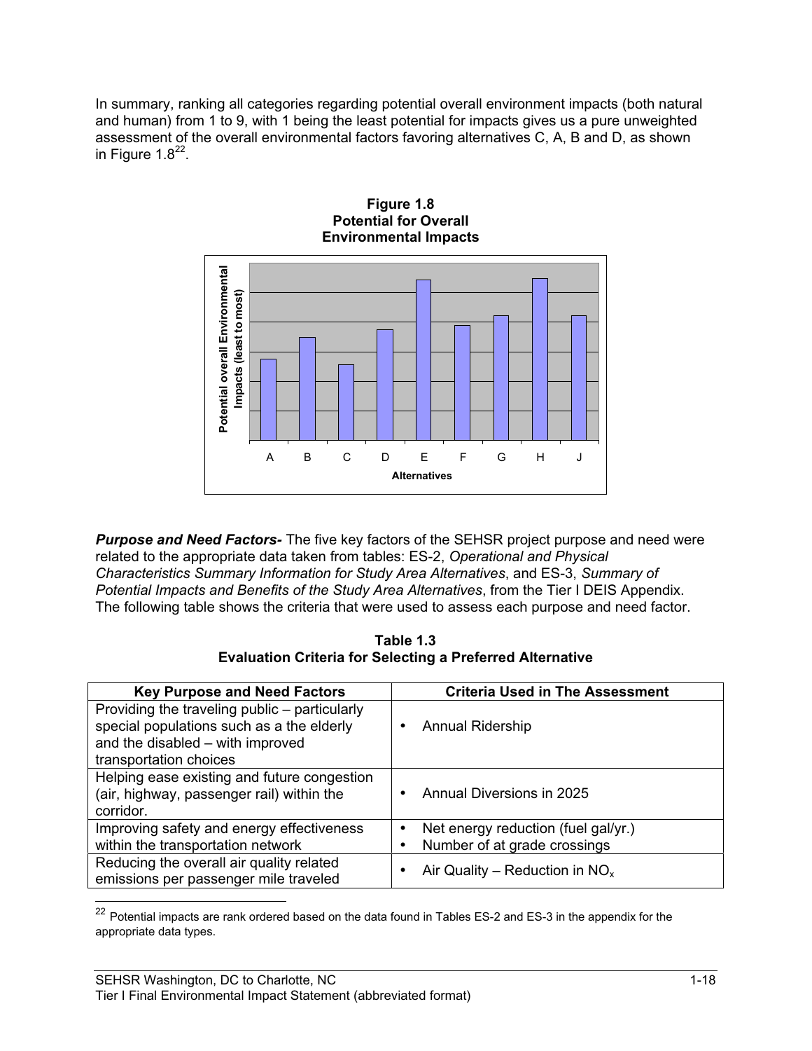In summary, ranking all categories regarding potential overall environment impacts (both natural and human) from 1 to 9, with 1 being the least potential for impacts gives us a pure unweighted assessment of the overall environmental factors favoring alternatives C, A, B and D, as shown in Figure 1.8[22].

**Figure 1.8**
**Potential for Overall Environmental Impacts**

***Purpose and Need Factors-*** The five key factors of the SEHSR project purpose and need were related to the appropriate data taken from tables: ES-2, *Operational and Physical Characteristics Summary Information for Study Area Alternatives*, and ES-3, *Summary of Potential Impacts and Benefits of the Study Area Alternatives*, from the Tier I DEIS Appendix. The following table shows the criteria that were used to assess each purpose and need factor.

**Table 1.3**
**Evaluation Criteria for Selecting a Preferred Alternative**

| Key Purpose and Need Factors | Criteria Used in The Assessment |
|---|---|
| Providing the traveling public – particularly special populations such as a the elderly and the disabled – with improved transportation choices | • Annual Ridership |
| Helping ease existing and future congestion (air, highway, passenger rail) within the corridor. | • Annual Diversions in 2025 |
| Improving safety and energy effectiveness within the transportation network | • Net energy reduction (fuel gal/yr.)<br>• Number of at grade crossings |
| Reducing the overall air quality related emissions per passenger mile traveled | • Air Quality – Reduction in $NO_x$ |

[22] Potential impacts are rank ordered based on the data found in Tables ES-2 and ES-3 in the appendix for the appropriate data types.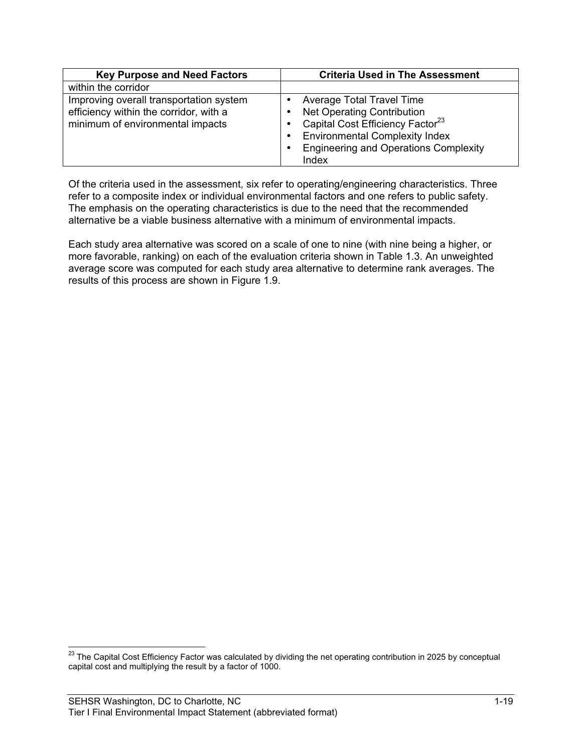| Key Purpose and Need Factors | Criteria Used in The Assessment |
|---|---|
| within the corridor | |
| Improving overall transportation system efficiency within the corridor, with a minimum of environmental impacts | • Average Total Travel Time<br>• Net Operating Contribution<br>• Capital Cost Efficiency Factor[23]<br>• Environmental Complexity Index<br>• Engineering and Operations Complexity Index |

Of the criteria used in the assessment, six refer to operating/engineering characteristics. Three refer to a composite index or individual environmental factors and one refers to public safety. The emphasis on the operating characteristics is due to the need that the recommended alternative be a viable business alternative with a minimum of environmental impacts.

Each study area alternative was scored on a scale of one to nine (with nine being a higher, or more favorable, ranking) on each of the evaluation criteria shown in Table 1.3. An unweighted average score was computed for each study area alternative to determine rank averages. The results of this process are shown in Figure 1.9.

[23] The Capital Cost Efficiency Factor was calculated by dividing the net operating contribution in 2025 by conceptual capital cost and multiplying the result by a factor of 1000.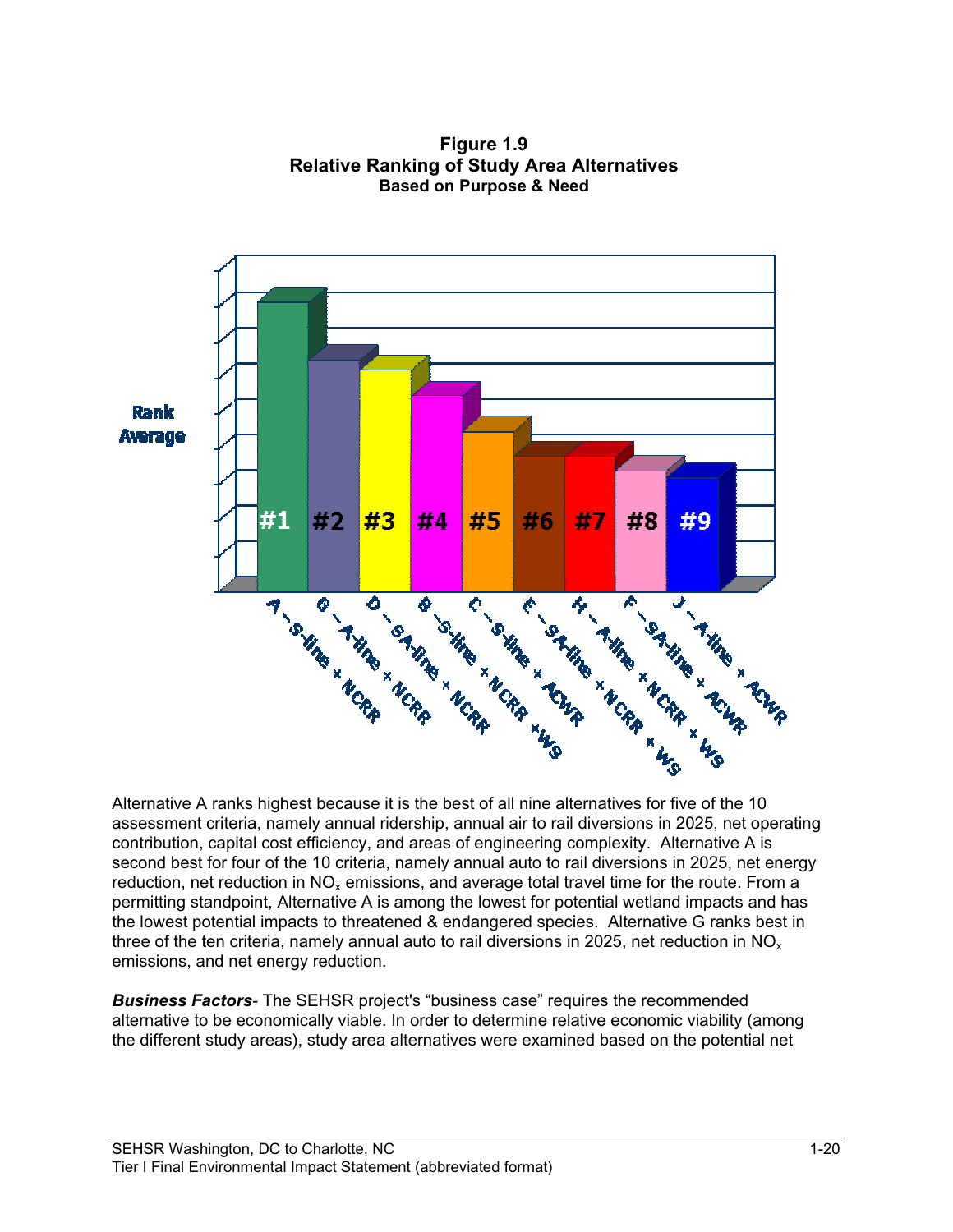**Figure 1.9**
**Relative Ranking of Study Area Alternatives**
**Based on Purpose & Need**

| Rank | Alternative |
|---|---|
| #1 | A – S-line + NCRR |
| #2 | G – A-line + NCRR |
| #3 | D – SA-line + NCRR |
| #4 | B – S-line + NCRR + WS |
| #5 | C – S-line + ACWR |
| #6 | E – SA-line + NCRR + WS |
| #7 | H – A-line + NCRR + WS |
| #8 | F – SA-line + ACWR |
| #9 | J – A-line + ACWR |

Alternative A ranks highest because it is the best of all nine alternatives for five of the 10 assessment criteria, namely annual ridership, annual air to rail diversions in 2025, net operating contribution, capital cost efficiency, and areas of engineering complexity. Alternative A is second best for four of the 10 criteria, namely annual auto to rail diversions in 2025, net energy reduction, net reduction in $NO_x$ emissions, and average total travel time for the route. From a permitting standpoint, Alternative A is among the lowest for potential wetland impacts and has the lowest potential impacts to threatened & endangered species. Alternative G ranks best in three of the ten criteria, namely annual auto to rail diversions in 2025, net reduction in $NO_x$ emissions, and net energy reduction.

***Business Factors***- The SEHSR project's "business case" requires the recommended alternative to be economically viable. In order to determine relative economic viability (among the different study areas), study area alternatives were examined based on the potential net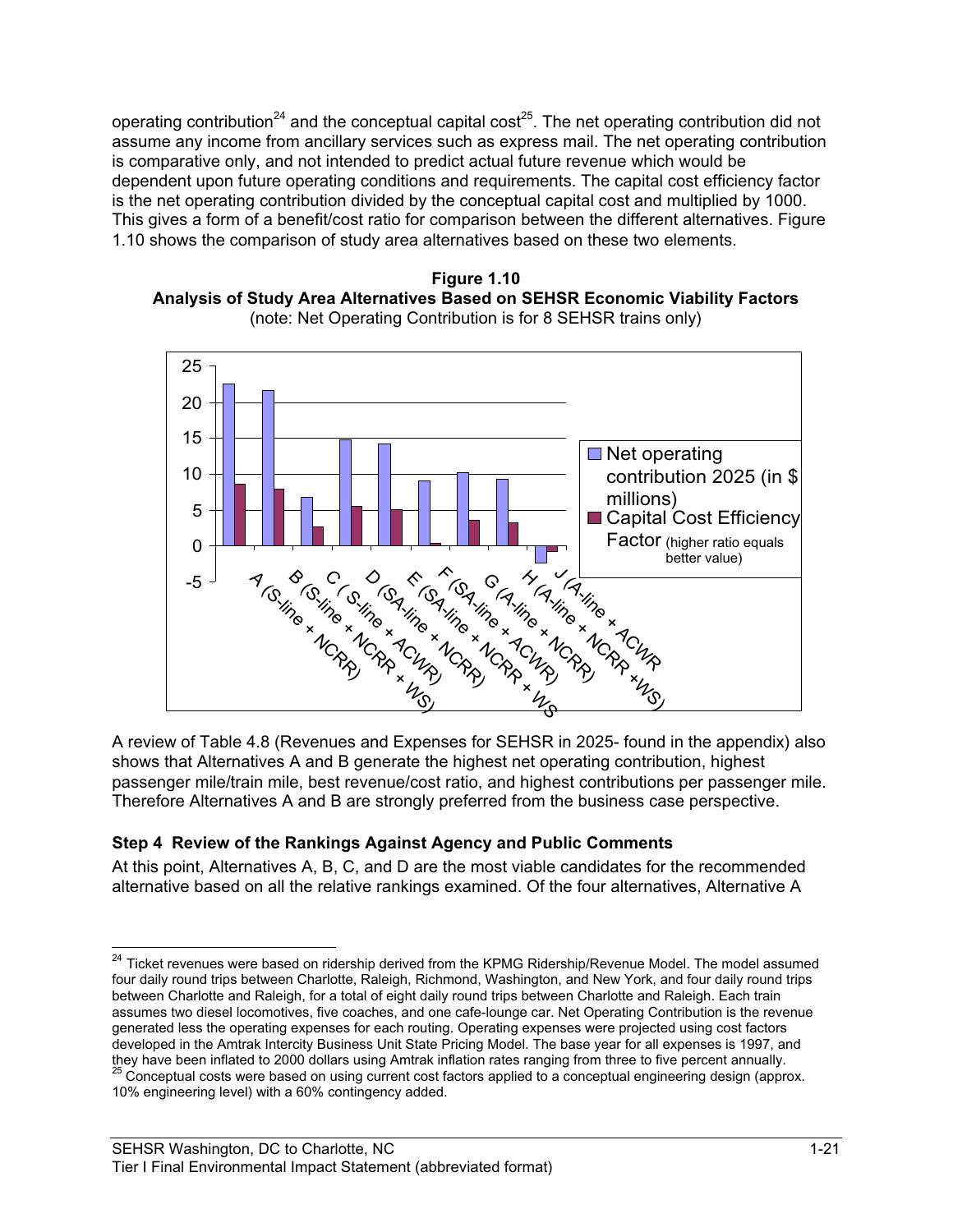operating contribution[24] and the conceptual capital cost[25]. The net operating contribution did not assume any income from ancillary services such as express mail. The net operating contribution is comparative only, and not intended to predict actual future revenue which would be dependent upon future operating conditions and requirements. The capital cost efficiency factor is the net operating contribution divided by the conceptual capital cost and multiplied by 1000. This gives a form of a benefit/cost ratio for comparison between the different alternatives. Figure 1.10 shows the comparison of study area alternatives based on these two elements.

**Figure 1.10**
**Analysis of Study Area Alternatives Based on SEHSR Economic Viability Factors**
(note: Net Operating Contribution is for 8 SEHSR trains only)

| Alternative | Net operating contribution 2025 (in $ millions) | Capital Cost Efficiency Factor (higher ratio equals better value) |
|---|---|---|
| A (S-line + NCRR) | ~22.6 | ~8.6 |
| B (S-line + NCRR + WS) | ~21.6 | ~7.9 |
| C ( S-line + ACWR) | ~6.8 | ~2.6 |
| D (SA-line + NCRR) | ~14.8 | ~5.5 |
| E (SA-line + NCRR + WS) | ~14.2 | ~5.0 |
| F (SA-line + ACWR) | ~9.1 | ~0.4 |
| G (A-line + NCRR) | ~10.2 | ~3.6 |
| H (A-line + NCRR +WS) | ~9.3 | ~3.2 |
| J (A-line + ACWR | ~-2.4 | ~-0.8 |

A review of Table 4.8 (Revenues and Expenses for SEHSR in 2025- found in the appendix) also shows that Alternatives A and B generate the highest net operating contribution, highest passenger mile/train mile, best revenue/cost ratio, and highest contributions per passenger mile. Therefore Alternatives A and B are strongly preferred from the business case perspective.

### Step 4 Review of the Rankings Against Agency and Public Comments

At this point, Alternatives A, B, C, and D are the most viable candidates for the recommended alternative based on all the relative rankings examined. Of the four alternatives, Alternative A

---

[24] Ticket revenues were based on ridership derived from the KPMG Ridership/Revenue Model. The model assumed four daily round trips between Charlotte, Raleigh, Richmond, Washington, and New York, and four daily round trips between Charlotte and Raleigh, for a total of eight daily round trips between Charlotte and Raleigh. Each train assumes two diesel locomotives, five coaches, and one cafe-lounge car. Net Operating Contribution is the revenue generated less the operating expenses for each routing. Operating expenses were projected using cost factors developed in the Amtrak Intercity Business Unit State Pricing Model. The base year for all expenses is 1997, and they have been inflated to 2000 dollars using Amtrak inflation rates ranging from three to five percent annually.

[25] Conceptual costs were based on using current cost factors applied to a conceptual engineering design (approx. 10% engineering level) with a 60% contingency added.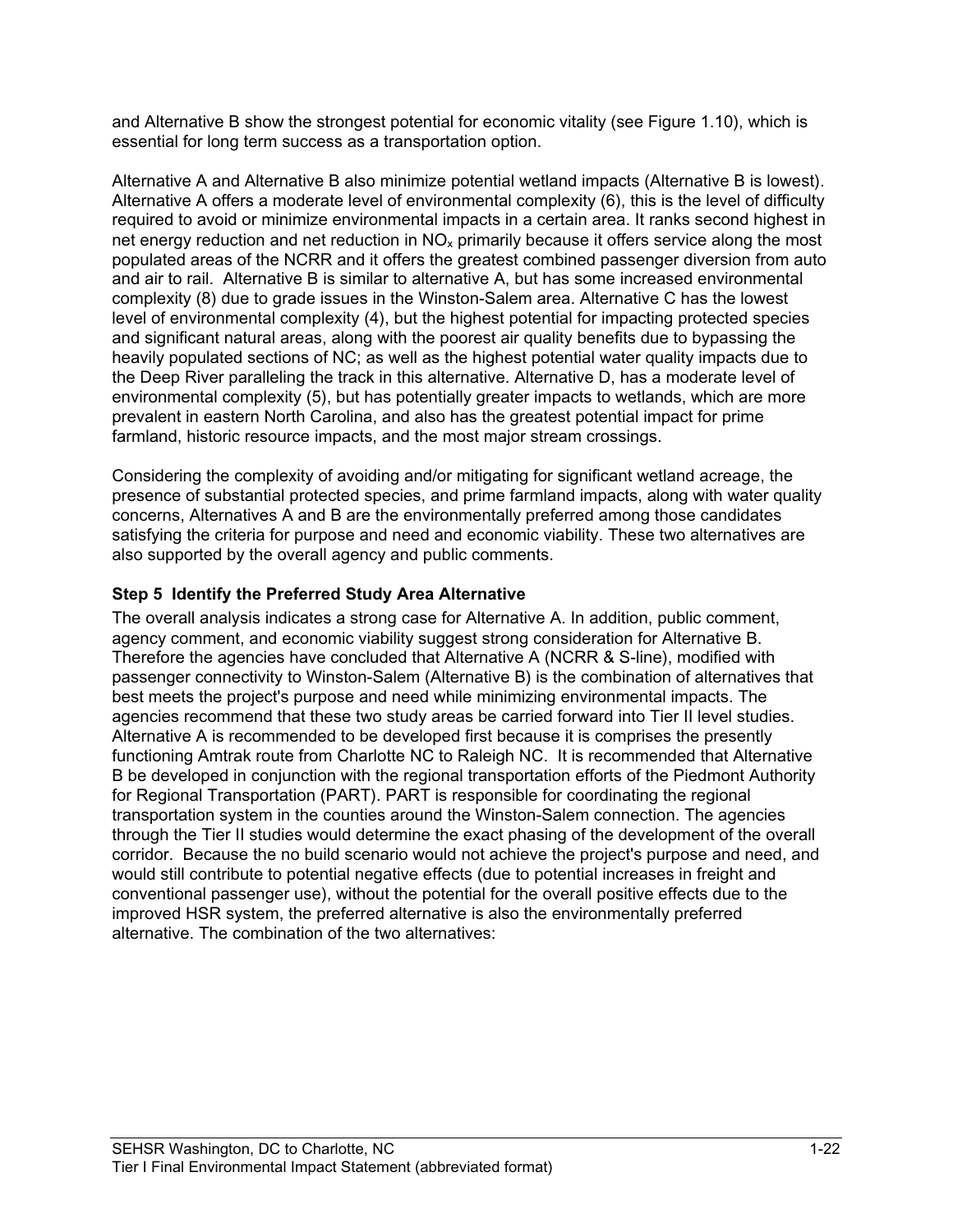and Alternative B show the strongest potential for economic vitality (see Figure 1.10), which is essential for long term success as a transportation option.

Alternative A and Alternative B also minimize potential wetland impacts (Alternative B is lowest). Alternative A offers a moderate level of environmental complexity (6), this is the level of difficulty required to avoid or minimize environmental impacts in a certain area. It ranks second highest in net energy reduction and net reduction in $NO_x$ primarily because it offers service along the most populated areas of the NCRR and it offers the greatest combined passenger diversion from auto and air to rail. Alternative B is similar to alternative A, but has some increased environmental complexity (8) due to grade issues in the Winston-Salem area. Alternative C has the lowest level of environmental complexity (4), but the highest potential for impacting protected species and significant natural areas, along with the poorest air quality benefits due to bypassing the heavily populated sections of NC; as well as the highest potential water quality impacts due to the Deep River paralleling the track in this alternative. Alternative D, has a moderate level of environmental complexity (5), but has potentially greater impacts to wetlands, which are more prevalent in eastern North Carolina, and also has the greatest potential impact for prime farmland, historic resource impacts, and the most major stream crossings.

Considering the complexity of avoiding and/or mitigating for significant wetland acreage, the presence of substantial protected species, and prime farmland impacts, along with water quality concerns, Alternatives A and B are the environmentally preferred among those candidates satisfying the criteria for purpose and need and economic viability. These two alternatives are also supported by the overall agency and public comments.

**Step 5 Identify the Preferred Study Area Alternative**

The overall analysis indicates a strong case for Alternative A. In addition, public comment, agency comment, and economic viability suggest strong consideration for Alternative B. Therefore the agencies have concluded that Alternative A (NCRR & S-line), modified with passenger connectivity to Winston-Salem (Alternative B) is the combination of alternatives that best meets the project's purpose and need while minimizing environmental impacts. The agencies recommend that these two study areas be carried forward into Tier II level studies. Alternative A is recommended to be developed first because it is comprises the presently functioning Amtrak route from Charlotte NC to Raleigh NC. It is recommended that Alternative B be developed in conjunction with the regional transportation efforts of the Piedmont Authority for Regional Transportation (PART). PART is responsible for coordinating the regional transportation system in the counties around the Winston-Salem connection. The agencies through the Tier II studies would determine the exact phasing of the development of the overall corridor. Because the no build scenario would not achieve the project's purpose and need, and would still contribute to potential negative effects (due to potential increases in freight and conventional passenger use), without the potential for the overall positive effects due to the improved HSR system, the preferred alternative is also the environmentally preferred alternative. The combination of the two alternatives: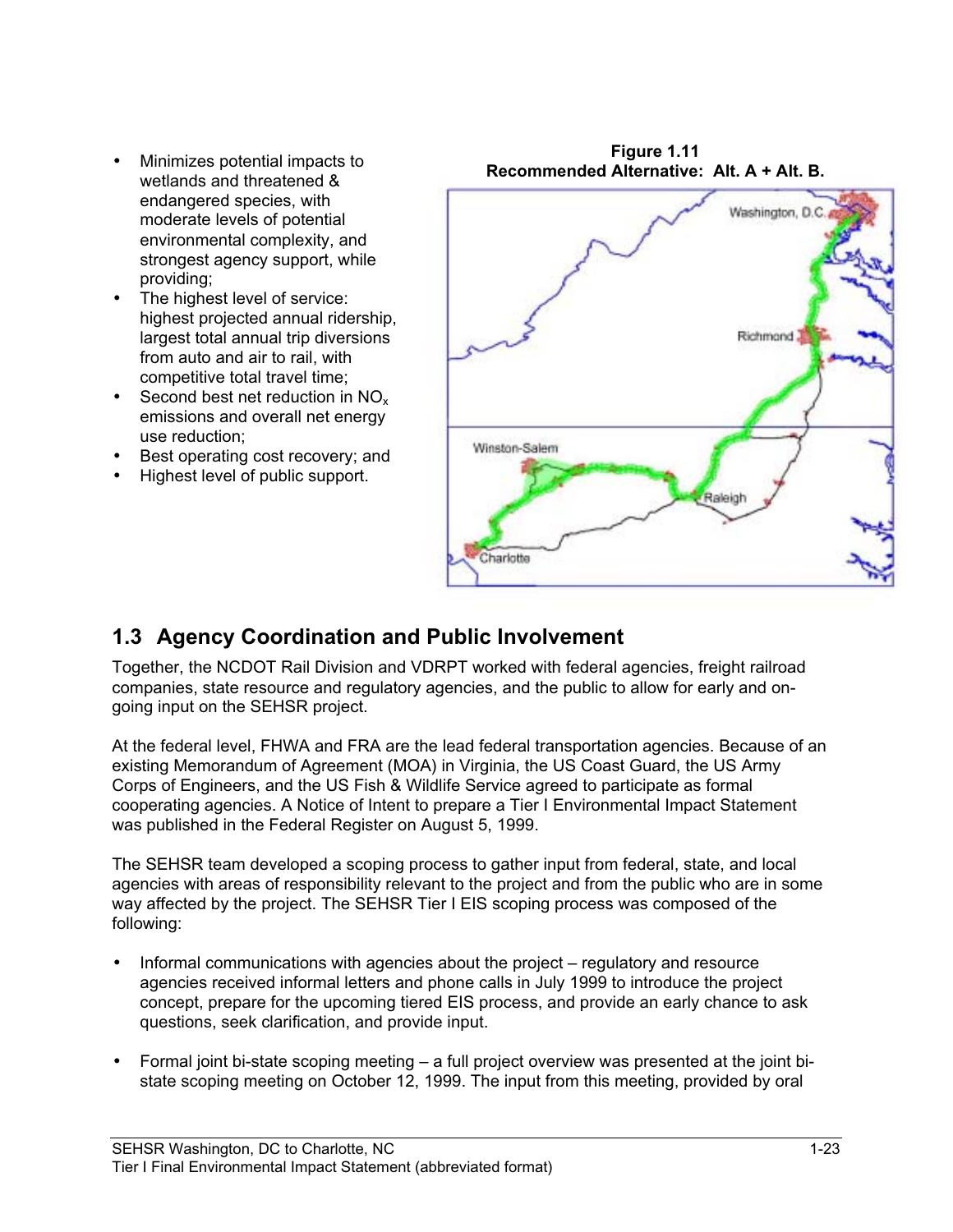- Minimizes potential impacts to wetlands and threatened & endangered species, with moderate levels of potential environmental complexity, and strongest agency support, while providing;
- The highest level of service: highest projected annual ridership, largest total annual trip diversions from auto and air to rail, with competitive total travel time;
- Second best net reduction in $NO_x$ emissions and overall net energy use reduction;
- Best operating cost recovery; and
- Highest level of public support.

**Figure 1.11**
**Recommended Alternative: Alt. A + Alt. B.**

## 1.3 Agency Coordination and Public Involvement

Together, the NCDOT Rail Division and VDRPT worked with federal agencies, freight railroad companies, state resource and regulatory agencies, and the public to allow for early and on-going input on the SEHSR project.

At the federal level, FHWA and FRA are the lead federal transportation agencies. Because of an existing Memorandum of Agreement (MOA) in Virginia, the US Coast Guard, the US Army Corps of Engineers, and the US Fish & Wildlife Service agreed to participate as formal cooperating agencies. A Notice of Intent to prepare a Tier I Environmental Impact Statement was published in the Federal Register on August 5, 1999.

The SEHSR team developed a scoping process to gather input from federal, state, and local agencies with areas of responsibility relevant to the project and from the public who are in some way affected by the project. The SEHSR Tier I EIS scoping process was composed of the following:

- Informal communications with agencies about the project – regulatory and resource agencies received informal letters and phone calls in July 1999 to introduce the project concept, prepare for the upcoming tiered EIS process, and provide an early chance to ask questions, seek clarification, and provide input.

- Formal joint bi-state scoping meeting – a full project overview was presented at the joint bi-state scoping meeting on October 12, 1999. The input from this meeting, provided by oral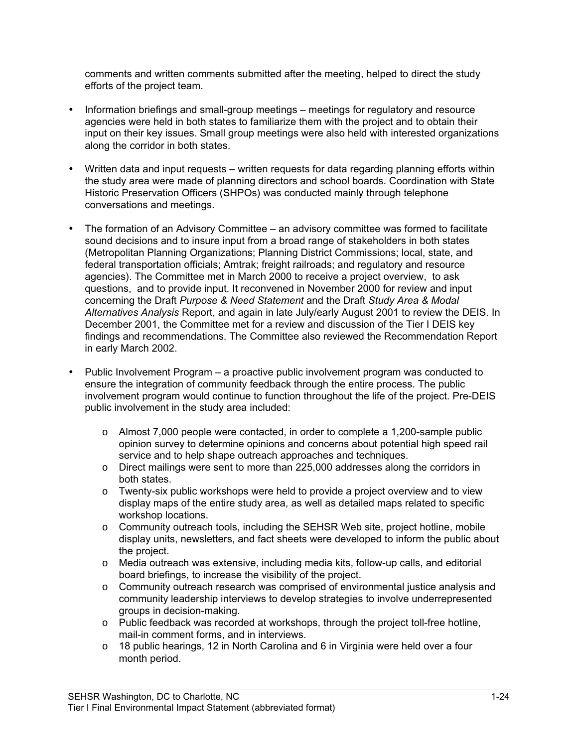comments and written comments submitted after the meeting, helped to direct the study efforts of the project team.

- Information briefings and small-group meetings – meetings for regulatory and resource agencies were held in both states to familiarize them with the project and to obtain their input on their key issues. Small group meetings were also held with interested organizations along the corridor in both states.

- Written data and input requests – written requests for data regarding planning efforts within the study area were made of planning directors and school boards. Coordination with State Historic Preservation Officers (SHPOs) was conducted mainly through telephone conversations and meetings.

- The formation of an Advisory Committee – an advisory committee was formed to facilitate sound decisions and to insure input from a broad range of stakeholders in both states (Metropolitan Planning Organizations; Planning District Commissions; local, state, and federal transportation officials; Amtrak; freight railroads; and regulatory and resource agencies). The Committee met in March 2000 to receive a project overview, to ask questions, and to provide input. It reconvened in November 2000 for review and input concerning the Draft *Purpose & Need Statement* and the Draft *Study Area & Modal Alternatives Analysis* Report, and again in late July/early August 2001 to review the DEIS. In December 2001, the Committee met for a review and discussion of the Tier I DEIS key findings and recommendations. The Committee also reviewed the Recommendation Report in early March 2002.

- Public Involvement Program – a proactive public involvement program was conducted to ensure the integration of community feedback through the entire process. The public involvement program would continue to function throughout the life of the project. Pre-DEIS public involvement in the study area included:

  - Almost 7,000 people were contacted, in order to complete a 1,200-sample public opinion survey to determine opinions and concerns about potential high speed rail service and to help shape outreach approaches and techniques.
  - Direct mailings were sent to more than 225,000 addresses along the corridors in both states.
  - Twenty-six public workshops were held to provide a project overview and to view display maps of the entire study area, as well as detailed maps related to specific workshop locations.
  - Community outreach tools, including the SEHSR Web site, project hotline, mobile display units, newsletters, and fact sheets were developed to inform the public about the project.
  - Media outreach was extensive, including media kits, follow-up calls, and editorial board briefings, to increase the visibility of the project.
  - Community outreach research was comprised of environmental justice analysis and community leadership interviews to develop strategies to involve underrepresented groups in decision-making.
  - Public feedback was recorded at workshops, through the project toll-free hotline, mail-in comment forms, and in interviews.
  - 18 public hearings, 12 in North Carolina and 6 in Virginia were held over a four month period.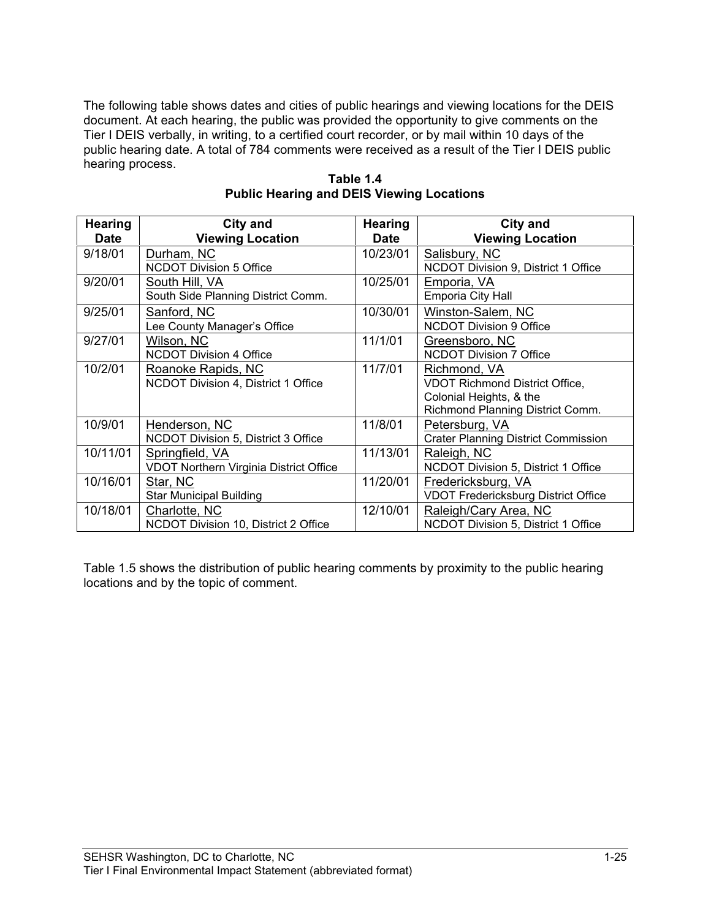The following table shows dates and cities of public hearings and viewing locations for the DEIS document. At each hearing, the public was provided the opportunity to give comments on the Tier I DEIS verbally, in writing, to a certified court recorder, or by mail within 10 days of the public hearing date. A total of 784 comments were received as a result of the Tier I DEIS public hearing process.

**Table 1.4**
**Public Hearing and DEIS Viewing Locations**

| Hearing Date | City and Viewing Location | Hearing Date | City and Viewing Location |
|---|---|---|---|
| 9/18/01 | Durham, NC<br>NCDOT Division 5 Office | 10/23/01 | Salisbury, NC<br>NCDOT Division 9, District 1 Office |
| 9/20/01 | South Hill, VA<br>South Side Planning District Comm. | 10/25/01 | Emporia, VA<br>Emporia City Hall |
| 9/25/01 | Sanford, NC<br>Lee County Manager's Office | 10/30/01 | Winston-Salem, NC<br>NCDOT Division 9 Office |
| 9/27/01 | Wilson, NC<br>NCDOT Division 4 Office | 11/1/01 | Greensboro, NC<br>NCDOT Division 7 Office |
| 10/2/01 | Roanoke Rapids, NC<br>NCDOT Division 4, District 1 Office | 11/7/01 | Richmond, VA<br>VDOT Richmond District Office, Colonial Heights, & the Richmond Planning District Comm. |
| 10/9/01 | Henderson, NC<br>NCDOT Division 5, District 3 Office | 11/8/01 | Petersburg, VA<br>Crater Planning District Commission |
| 10/11/01 | Springfield, VA<br>VDOT Northern Virginia District Office | 11/13/01 | Raleigh, NC<br>NCDOT Division 5, District 1 Office |
| 10/16/01 | Star, NC<br>Star Municipal Building | 11/20/01 | Fredericksburg, VA<br>VDOT Fredericksburg District Office |
| 10/18/01 | Charlotte, NC<br>NCDOT Division 10, District 2 Office | 12/10/01 | Raleigh/Cary Area, NC<br>NCDOT Division 5, District 1 Office |

Table 1.5 shows the distribution of public hearing comments by proximity to the public hearing locations and by the topic of comment.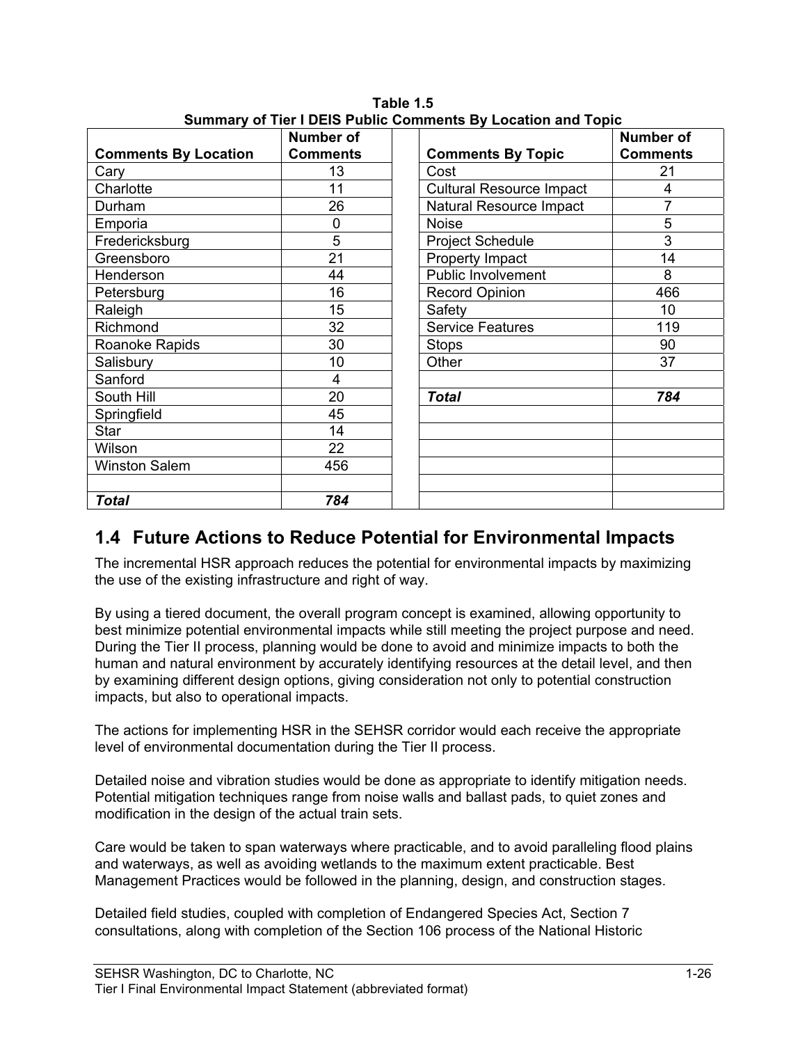**Table 1.5**
**Summary of Tier I DEIS Public Comments By Location and Topic**

| Comments By Location | Number of Comments | | Comments By Topic | Number of Comments |
|---|---|---|---|---|
| Cary | 13 | | Cost | 21 |
| Charlotte | 11 | | Cultural Resource Impact | 4 |
| Durham | 26 | | Natural Resource Impact | 7 |
| Emporia | 0 | | Noise | 5 |
| Fredericksburg | 5 | | Project Schedule | 3 |
| Greensboro | 21 | | Property Impact | 14 |
| Henderson | 44 | | Public Involvement | 8 |
| Petersburg | 16 | | Record Opinion | 466 |
| Raleigh | 15 | | Safety | 10 |
| Richmond | 32 | | Service Features | 119 |
| Roanoke Rapids | 30 | | Stops | 90 |
| Salisbury | 10 | | Other | 37 |
| Sanford | 4 | | | |
| South Hill | 20 | | ***Total*** | ***784*** |
| Springfield | 45 | | | |
| Star | 14 | | | |
| Wilson | 22 | | | |
| Winston Salem | 456 | | | |
| | | | | |
| ***Total*** | ***784*** | | | |

## 1.4 Future Actions to Reduce Potential for Environmental Impacts

The incremental HSR approach reduces the potential for environmental impacts by maximizing the use of the existing infrastructure and right of way.

By using a tiered document, the overall program concept is examined, allowing opportunity to best minimize potential environmental impacts while still meeting the project purpose and need. During the Tier II process, planning would be done to avoid and minimize impacts to both the human and natural environment by accurately identifying resources at the detail level, and then by examining different design options, giving consideration not only to potential construction impacts, but also to operational impacts.

The actions for implementing HSR in the SEHSR corridor would each receive the appropriate level of environmental documentation during the Tier II process.

Detailed noise and vibration studies would be done as appropriate to identify mitigation needs. Potential mitigation techniques range from noise walls and ballast pads, to quiet zones and modification in the design of the actual train sets.

Care would be taken to span waterways where practicable, and to avoid paralleling flood plains and waterways, as well as avoiding wetlands to the maximum extent practicable. Best Management Practices would be followed in the planning, design, and construction stages.

Detailed field studies, coupled with completion of Endangered Species Act, Section 7 consultations, along with completion of the Section 106 process of the National Historic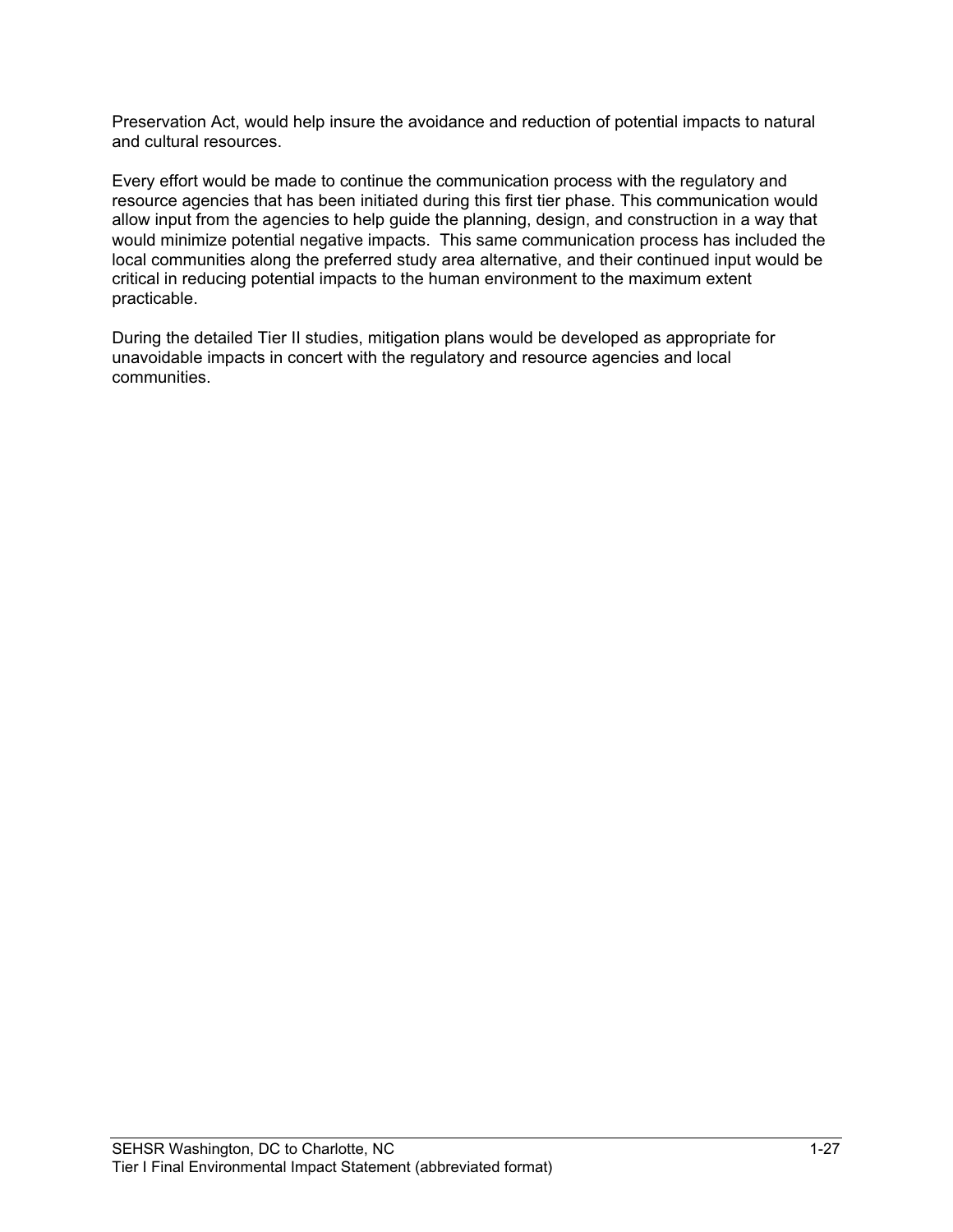Preservation Act, would help insure the avoidance and reduction of potential impacts to natural and cultural resources.

Every effort would be made to continue the communication process with the regulatory and resource agencies that has been initiated during this first tier phase. This communication would allow input from the agencies to help guide the planning, design, and construction in a way that would minimize potential negative impacts. This same communication process has included the local communities along the preferred study area alternative, and their continued input would be critical in reducing potential impacts to the human environment to the maximum extent practicable.

During the detailed Tier II studies, mitigation plans would be developed as appropriate for unavoidable impacts in concert with the regulatory and resource agencies and local communities.